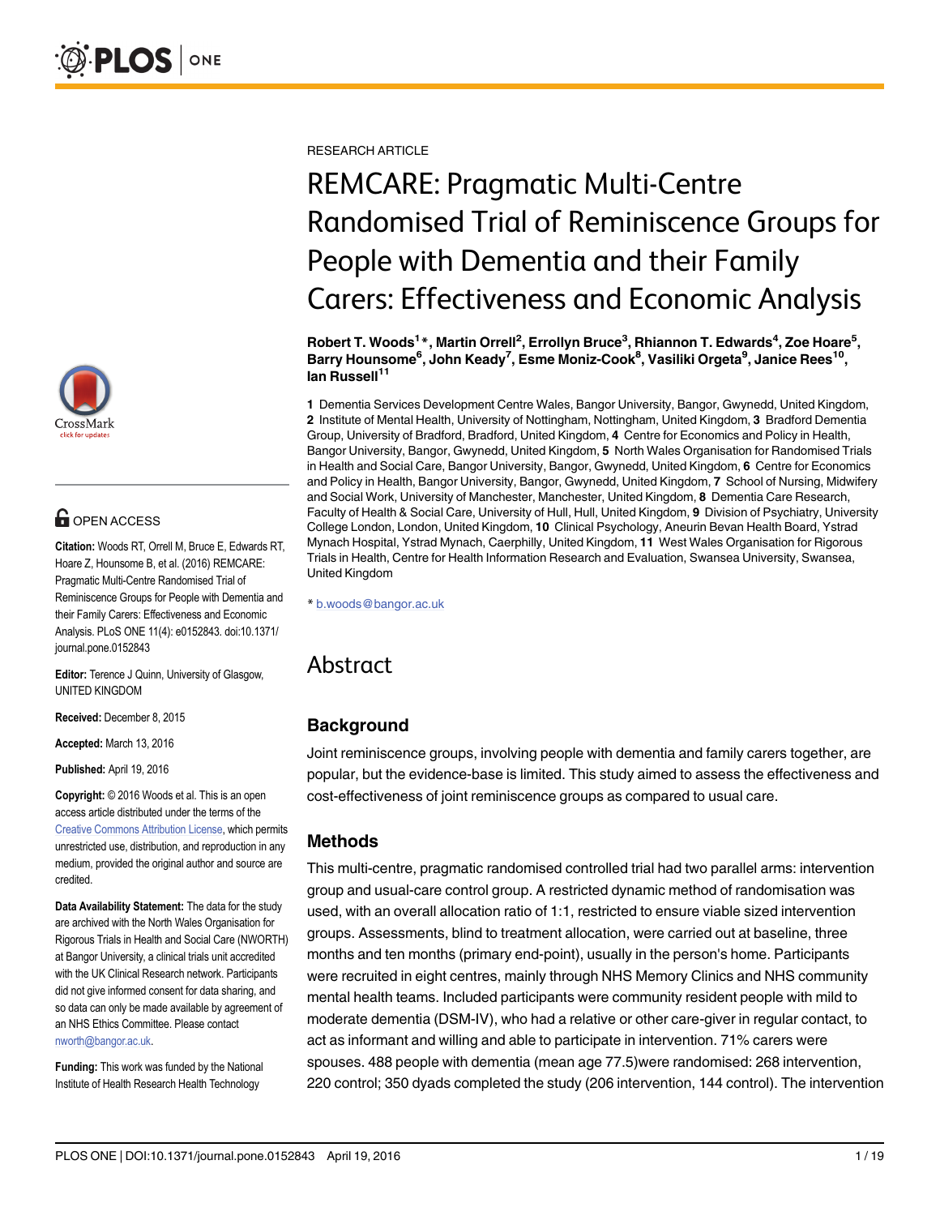RESEARCH ARTICLE

# REMCARE: Pragmatic Multi-Centre Randomised Trial of Reminiscence Groups for People with Dementia and their Family Carers: Effectiveness and Economic Analysis

**Robert T. Woods[1]*, Martin Orrell[2], Errollyn Bruce[3], Rhiannon T. Edwards[4], Zoe Hoare[5], Barry Hounsome[6], John Keady[7], Esme Moniz-Cook[8], Vasiliki Orgeta[9], Janice Rees[10], Ian Russell[11]**

**1** Dementia Services Development Centre Wales, Bangor University, Bangor, Gwynedd, United Kingdom, **2** Institute of Mental Health, University of Nottingham, Nottingham, United Kingdom, **3** Bradford Dementia Group, University of Bradford, Bradford, United Kingdom, **4** Centre for Economics and Policy in Health, Bangor University, Bangor, Gwynedd, United Kingdom, **5** North Wales Organisation for Randomised Trials in Health and Social Care, Bangor University, Bangor, Gwynedd, United Kingdom, **6** Centre for Economics and Policy in Health, Bangor University, Bangor, Gwynedd, United Kingdom, **7** School of Nursing, Midwifery and Social Work, University of Manchester, Manchester, United Kingdom, **8** Dementia Care Research, Faculty of Health & Social Care, University of Hull, Hull, United Kingdom, **9** Division of Psychiatry, University College London, London, United Kingdom, **10** Clinical Psychology, Aneurin Bevan Health Board, Ystrad Mynach Hospital, Ystrad Mynach, Caerphilly, United Kingdom, **11** West Wales Organisation for Rigorous Trials in Health, Centre for Health Information Research and Evaluation, Swansea University, Swansea, United Kingdom

* b.woods@bangor.ac.uk

OPEN ACCESS

**Citation:** Woods RT, Orrell M, Bruce E, Edwards RT, Hoare Z, Hounsome B, et al. (2016) REMCARE: Pragmatic Multi-Centre Randomised Trial of Reminiscence Groups for People with Dementia and their Family Carers: Effectiveness and Economic Analysis. PLoS ONE 11(4): e0152843. doi:10.1371/journal.pone.0152843

**Editor:** Terence J Quinn, University of Glasgow, UNITED KINGDOM

**Received:** December 8, 2015

**Accepted:** March 13, 2016

**Published:** April 19, 2016

**Copyright:** © 2016 Woods et al. This is an open access article distributed under the terms of the Creative Commons Attribution License, which permits unrestricted use, distribution, and reproduction in any medium, provided the original author and source are credited.

**Data Availability Statement:** The data for the study are archived with the North Wales Organisation for Rigorous Trials in Health and Social Care (NWORTH) at Bangor University, a clinical trials unit accredited with the UK Clinical Research network. Participants did not give informed consent for data sharing, and so data can only be made available by agreement of an NHS Ethics Committee. Please contact nworth@bangor.ac.uk.

**Funding:** This work was funded by the National Institute of Health Research Health Technology

## Abstract

### Background

Joint reminiscence groups, involving people with dementia and family carers together, are popular, but the evidence-base is limited. This study aimed to assess the effectiveness and cost-effectiveness of joint reminiscence groups as compared to usual care.

### Methods

This multi-centre, pragmatic randomised controlled trial had two parallel arms: intervention group and usual-care control group. A restricted dynamic method of randomisation was used, with an overall allocation ratio of 1:1, restricted to ensure viable sized intervention groups. Assessments, blind to treatment allocation, were carried out at baseline, three months and ten months (primary end-point), usually in the person's home. Participants were recruited in eight centres, mainly through NHS Memory Clinics and NHS community mental health teams. Included participants were community resident people with mild to moderate dementia (DSM-IV), who had a relative or other care-giver in regular contact, to act as informant and willing and able to participate in intervention. 71% carers were spouses. 488 people with dementia (mean age 77.5)were randomised: 268 intervention, 220 control; 350 dyads completed the study (206 intervention, 144 control). The intervention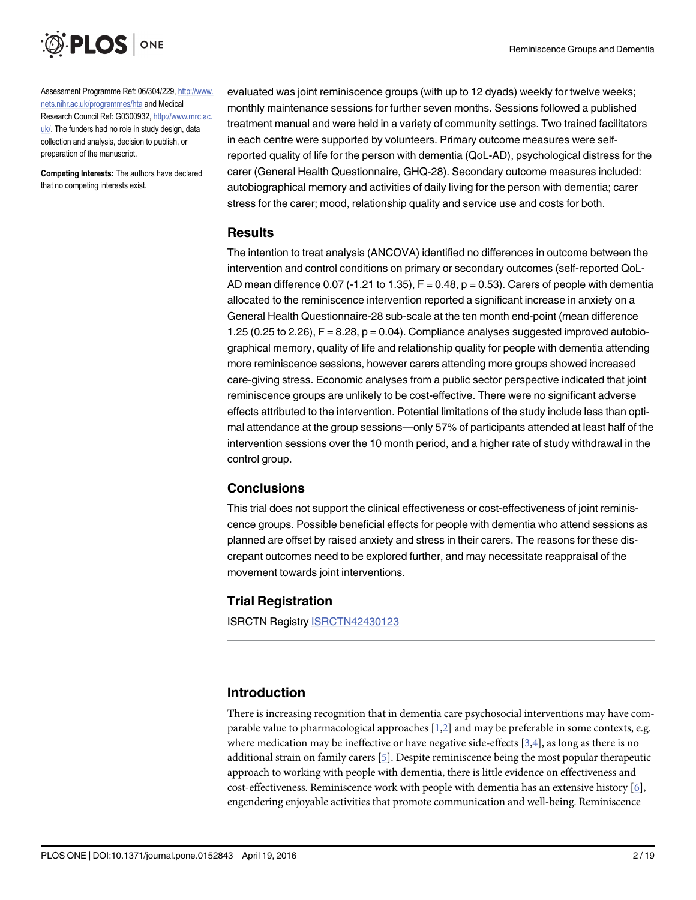Assessment Programme Ref: 06/304/229, http://www.nets.nihr.ac.uk/programmes/hta and Medical Research Council Ref: G0300932, http://www.mrc.ac.uk/. The funders had no role in study design, data collection and analysis, decision to publish, or preparation of the manuscript.

**Competing Interests:** The authors have declared that no competing interests exist.

evaluated was joint reminiscence groups (with up to 12 dyads) weekly for twelve weeks; monthly maintenance sessions for further seven months. Sessions followed a published treatment manual and were held in a variety of community settings. Two trained facilitators in each centre were supported by volunteers. Primary outcome measures were self-reported quality of life for the person with dementia (QoL-AD), psychological distress for the carer (General Health Questionnaire, GHQ-28). Secondary outcome measures included: autobiographical memory and activities of daily living for the person with dementia; carer stress for the carer; mood, relationship quality and service use and costs for both.

## Results

The intention to treat analysis (ANCOVA) identified no differences in outcome between the intervention and control conditions on primary or secondary outcomes (self-reported QoL-AD mean difference 0.07 (-1.21 to 1.35), $F = 0.48$, $p = 0.53$). Carers of people with dementia allocated to the reminiscence intervention reported a significant increase in anxiety on a General Health Questionnaire-28 sub-scale at the ten month end-point (mean difference 1.25 (0.25 to 2.26), $F = 8.28$, $p = 0.04$). Compliance analyses suggested improved autobiographical memory, quality of life and relationship quality for people with dementia attending more reminiscence sessions, however carers attending more groups showed increased care-giving stress. Economic analyses from a public sector perspective indicated that joint reminiscence groups are unlikely to be cost-effective. There were no significant adverse effects attributed to the intervention. Potential limitations of the study include less than optimal attendance at the group sessions—only 57% of participants attended at least half of the intervention sessions over the 10 month period, and a higher rate of study withdrawal in the control group.

## Conclusions

This trial does not support the clinical effectiveness or cost-effectiveness of joint reminiscence groups. Possible beneficial effects for people with dementia who attend sessions as planned are offset by raised anxiety and stress in their carers. The reasons for these discrepant outcomes need to be explored further, and may necessitate reappraisal of the movement towards joint interventions.

## Trial Registration

ISRCTN Registry ISRCTN42430123

## Introduction

There is increasing recognition that in dementia care psychosocial interventions may have comparable value to pharmacological approaches [1,2] and may be preferable in some contexts, e.g. where medication may be ineffective or have negative side-effects [3,4], as long as there is no additional strain on family carers [5]. Despite reminiscence being the most popular therapeutic approach to working with people with dementia, there is little evidence on effectiveness and cost-effectiveness. Reminiscence work with people with dementia has an extensive history [6], engendering enjoyable activities that promote communication and well-being. Reminiscence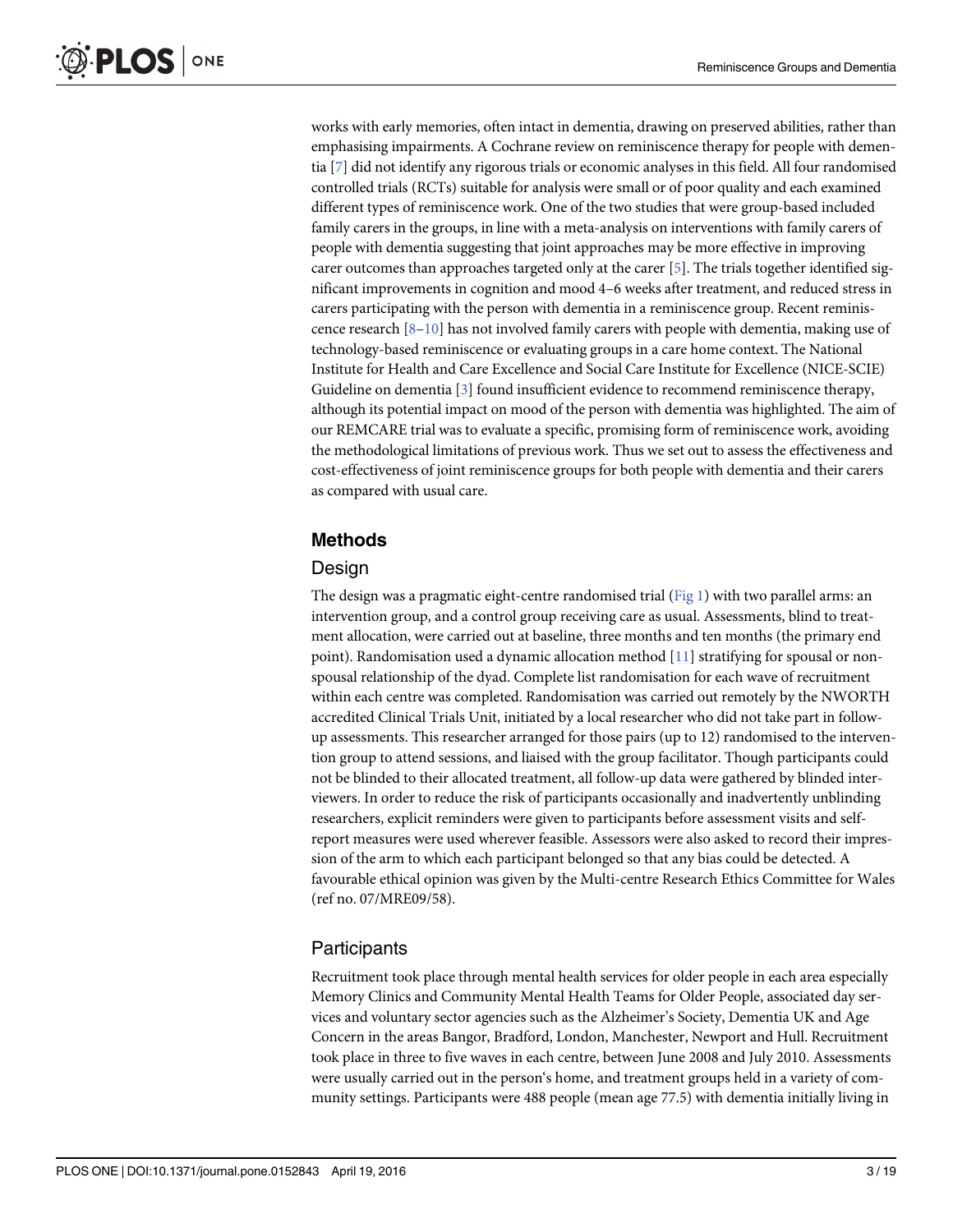works with early memories, often intact in dementia, drawing on preserved abilities, rather than emphasising impairments. A Cochrane review on reminiscence therapy for people with dementia [7] did not identify any rigorous trials or economic analyses in this field. All four randomised controlled trials (RCTs) suitable for analysis were small or of poor quality and each examined different types of reminiscence work. One of the two studies that were group-based included family carers in the groups, in line with a meta-analysis on interventions with family carers of people with dementia suggesting that joint approaches may be more effective in improving carer outcomes than approaches targeted only at the carer [5]. The trials together identified significant improvements in cognition and mood 4–6 weeks after treatment, and reduced stress in carers participating with the person with dementia in a reminiscence group. Recent reminiscence research [8–10] has not involved family carers with people with dementia, making use of technology-based reminiscence or evaluating groups in a care home context. The National Institute for Health and Care Excellence and Social Care Institute for Excellence (NICE-SCIE) Guideline on dementia [3] found insufficient evidence to recommend reminiscence therapy, although its potential impact on mood of the person with dementia was highlighted. The aim of our REMCARE trial was to evaluate a specific, promising form of reminiscence work, avoiding the methodological limitations of previous work. Thus we set out to assess the effectiveness and cost-effectiveness of joint reminiscence groups for both people with dementia and their carers as compared with usual care.

## Methods

### Design

The design was a pragmatic eight-centre randomised trial (Fig 1) with two parallel arms: an intervention group, and a control group receiving care as usual. Assessments, blind to treatment allocation, were carried out at baseline, three months and ten months (the primary end point). Randomisation used a dynamic allocation method [11] stratifying for spousal or non-spousal relationship of the dyad. Complete list randomisation for each wave of recruitment within each centre was completed. Randomisation was carried out remotely by the NWORTH accredited Clinical Trials Unit, initiated by a local researcher who did not take part in follow-up assessments. This researcher arranged for those pairs (up to 12) randomised to the intervention group to attend sessions, and liaised with the group facilitator. Though participants could not be blinded to their allocated treatment, all follow-up data were gathered by blinded interviewers. In order to reduce the risk of participants occasionally and inadvertently unblinding researchers, explicit reminders were given to participants before assessment visits and self-report measures were used wherever feasible. Assessors were also asked to record their impression of the arm to which each participant belonged so that any bias could be detected. A favourable ethical opinion was given by the Multi-centre Research Ethics Committee for Wales (ref no. 07/MRE09/58).

### Participants

Recruitment took place through mental health services for older people in each area especially Memory Clinics and Community Mental Health Teams for Older People, associated day services and voluntary sector agencies such as the Alzheimer's Society, Dementia UK and Age Concern in the areas Bangor, Bradford, London, Manchester, Newport and Hull. Recruitment took place in three to five waves in each centre, between June 2008 and July 2010. Assessments were usually carried out in the person's home, and treatment groups held in a variety of community settings. Participants were 488 people (mean age 77.5) with dementia initially living in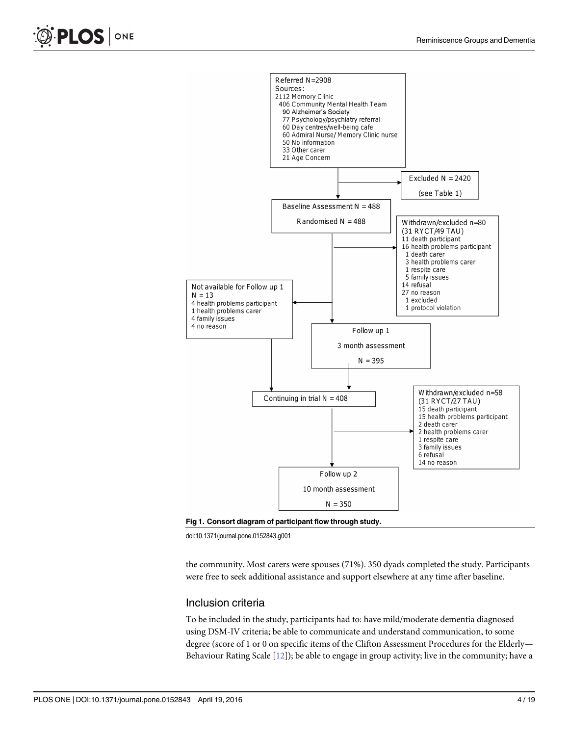Referred N=2908
Sources:
2112 Memory Clinic
406 Community Mental Health Team
90 Alzheimer's Society
77 Psychology/psychiatry referral
60 Day centres/well-being cafe
60 Admiral Nurse/ Memory Clinic nurse
50 No information
33 Other carer
21 Age Concern

Excluded N = 2420
(see Table 1)

Baseline Assessment N = 488
Randomised N = 488

Withdrawn/excluded n=80
(31 RYCT/49 TAU)
11 death participant
16 health problems participant
1 death carer
3 health problems carer
1 respite care
5 family issues
14 refusal
27 no reason
1 excluded
1 protocol violation

Not available for Follow up 1
N = 13
4 health problems participant
1 health problems carer
4 family issues
4 no reason

Follow up 1
3 month assessment
N = 395

Continuing in trial N = 408

Withdrawn/excluded n=58
(31 RYCT/27 TAU)
15 death participant
15 health problems participant
2 death carer
2 health problems carer
1 respite care
3 family issues
6 refusal
14 no reason

Follow up 2
10 month assessment
N = 350

**Fig 1. Consort diagram of participant flow through study.**

doi:10.1371/journal.pone.0152843.g001

the community. Most carers were spouses (71%). 350 dyads completed the study. Participants were free to seek additional assistance and support elsewhere at any time after baseline.

## Inclusion criteria

To be included in the study, participants had to: have mild/moderate dementia diagnosed using DSM-IV criteria; be able to communicate and understand communication, to some degree (score of 1 or 0 on specific items of the Clifton Assessment Procedures for the Elderly—Behaviour Rating Scale [12]); be able to engage in group activity; live in the community; have a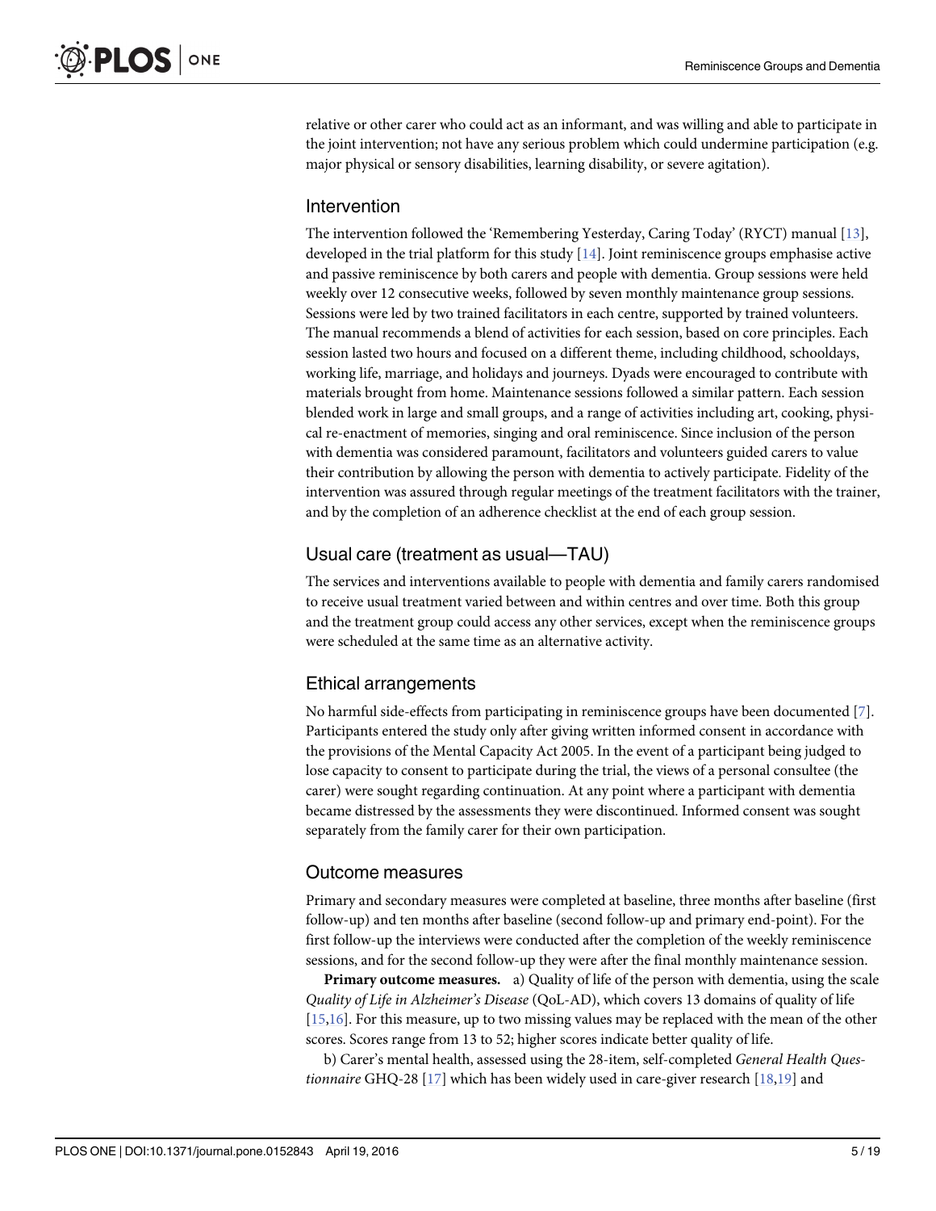relative or other carer who could act as an informant, and was willing and able to participate in the joint intervention; not have any serious problem which could undermine participation (e.g. major physical or sensory disabilities, learning disability, or severe agitation).

## Intervention

The intervention followed the 'Remembering Yesterday, Caring Today' (RYCT) manual [13], developed in the trial platform for this study [14]. Joint reminiscence groups emphasise active and passive reminiscence by both carers and people with dementia. Group sessions were held weekly over 12 consecutive weeks, followed by seven monthly maintenance group sessions. Sessions were led by two trained facilitators in each centre, supported by trained volunteers. The manual recommends a blend of activities for each session, based on core principles. Each session lasted two hours and focused on a different theme, including childhood, schooldays, working life, marriage, and holidays and journeys. Dyads were encouraged to contribute with materials brought from home. Maintenance sessions followed a similar pattern. Each session blended work in large and small groups, and a range of activities including art, cooking, physical re-enactment of memories, singing and oral reminiscence. Since inclusion of the person with dementia was considered paramount, facilitators and volunteers guided carers to value their contribution by allowing the person with dementia to actively participate. Fidelity of the intervention was assured through regular meetings of the treatment facilitators with the trainer, and by the completion of an adherence checklist at the end of each group session.

## Usual care (treatment as usual—TAU)

The services and interventions available to people with dementia and family carers randomised to receive usual treatment varied between and within centres and over time. Both this group and the treatment group could access any other services, except when the reminiscence groups were scheduled at the same time as an alternative activity.

## Ethical arrangements

No harmful side-effects from participating in reminiscence groups have been documented [7]. Participants entered the study only after giving written informed consent in accordance with the provisions of the Mental Capacity Act 2005. In the event of a participant being judged to lose capacity to consent to participate during the trial, the views of a personal consultee (the carer) were sought regarding continuation. At any point where a participant with dementia became distressed by the assessments they were discontinued. Informed consent was sought separately from the family carer for their own participation.

## Outcome measures

Primary and secondary measures were completed at baseline, three months after baseline (first follow-up) and ten months after baseline (second follow-up and primary end-point). For the first follow-up the interviews were conducted after the completion of the weekly reminiscence sessions, and for the second follow-up they were after the final monthly maintenance session.

**Primary outcome measures.** a) Quality of life of the person with dementia, using the scale *Quality of Life in Alzheimer's Disease* (QoL-AD), which covers 13 domains of quality of life [15,16]. For this measure, up to two missing values may be replaced with the mean of the other scores. Scores range from 13 to 52; higher scores indicate better quality of life.

b) Carer's mental health, assessed using the 28-item, self-completed *General Health Questionnaire* GHQ-28 [17] which has been widely used in care-giver research [18,19] and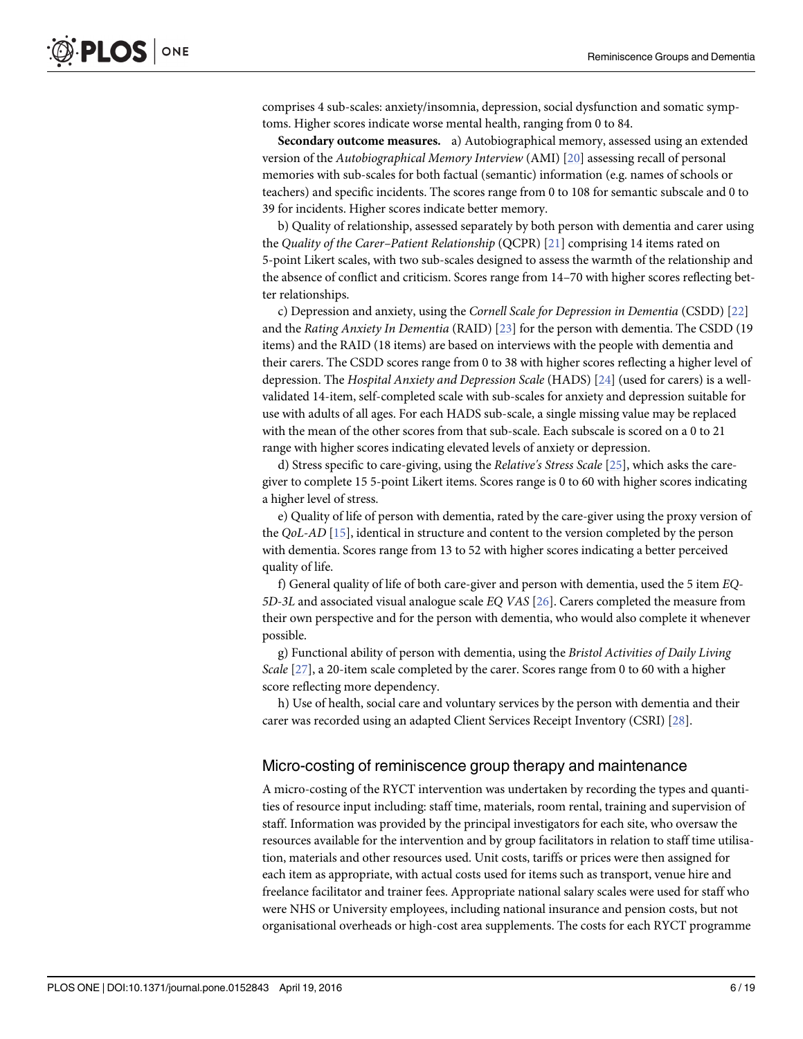comprises 4 sub-scales: anxiety/insomnia, depression, social dysfunction and somatic symptoms. Higher scores indicate worse mental health, ranging from 0 to 84.

**Secondary outcome measures.** a) Autobiographical memory, assessed using an extended version of the *Autobiographical Memory Interview* (AMI) [20] assessing recall of personal memories with sub-scales for both factual (semantic) information (e.g. names of schools or teachers) and specific incidents. The scores range from 0 to 108 for semantic subscale and 0 to 39 for incidents. Higher scores indicate better memory.

b) Quality of relationship, assessed separately by both person with dementia and carer using the *Quality of the Carer–Patient Relationship* (QCPR) [21] comprising 14 items rated on 5-point Likert scales, with two sub-scales designed to assess the warmth of the relationship and the absence of conflict and criticism. Scores range from 14–70 with higher scores reflecting better relationships.

c) Depression and anxiety, using the *Cornell Scale for Depression in Dementia* (CSDD) [22] and the *Rating Anxiety In Dementia* (RAID) [23] for the person with dementia. The CSDD (19 items) and the RAID (18 items) are based on interviews with the people with dementia and their carers. The CSDD scores range from 0 to 38 with higher scores reflecting a higher level of depression. The *Hospital Anxiety and Depression Scale* (HADS) [24] (used for carers) is a well-validated 14-item, self-completed scale with sub-scales for anxiety and depression suitable for use with adults of all ages. For each HADS sub-scale, a single missing value may be replaced with the mean of the other scores from that sub-scale. Each subscale is scored on a 0 to 21 range with higher scores indicating elevated levels of anxiety or depression.

d) Stress specific to care-giving, using the *Relative's Stress Scale* [25], which asks the caregiver to complete 15 5-point Likert items. Scores range is 0 to 60 with higher scores indicating a higher level of stress.

e) Quality of life of person with dementia, rated by the care-giver using the proxy version of the *QoL-AD* [15], identical in structure and content to the version completed by the person with dementia. Scores range from 13 to 52 with higher scores indicating a better perceived quality of life.

f) General quality of life of both care-giver and person with dementia, used the 5 item *EQ-5D-3L* and associated visual analogue scale *EQ VAS* [26]. Carers completed the measure from their own perspective and for the person with dementia, who would also complete it whenever possible.

g) Functional ability of person with dementia, using the *Bristol Activities of Daily Living Scale* [27], a 20-item scale completed by the carer. Scores range from 0 to 60 with a higher score reflecting more dependency.

h) Use of health, social care and voluntary services by the person with dementia and their carer was recorded using an adapted Client Services Receipt Inventory (CSRI) [28].

## Micro-costing of reminiscence group therapy and maintenance

A micro-costing of the RYCT intervention was undertaken by recording the types and quantities of resource input including: staff time, materials, room rental, training and supervision of staff. Information was provided by the principal investigators for each site, who oversaw the resources available for the intervention and by group facilitators in relation to staff time utilisation, materials and other resources used. Unit costs, tariffs or prices were then assigned for each item as appropriate, with actual costs used for items such as transport, venue hire and freelance facilitator and trainer fees. Appropriate national salary scales were used for staff who were NHS or University employees, including national insurance and pension costs, but not organisational overheads or high-cost area supplements. The costs for each RYCT programme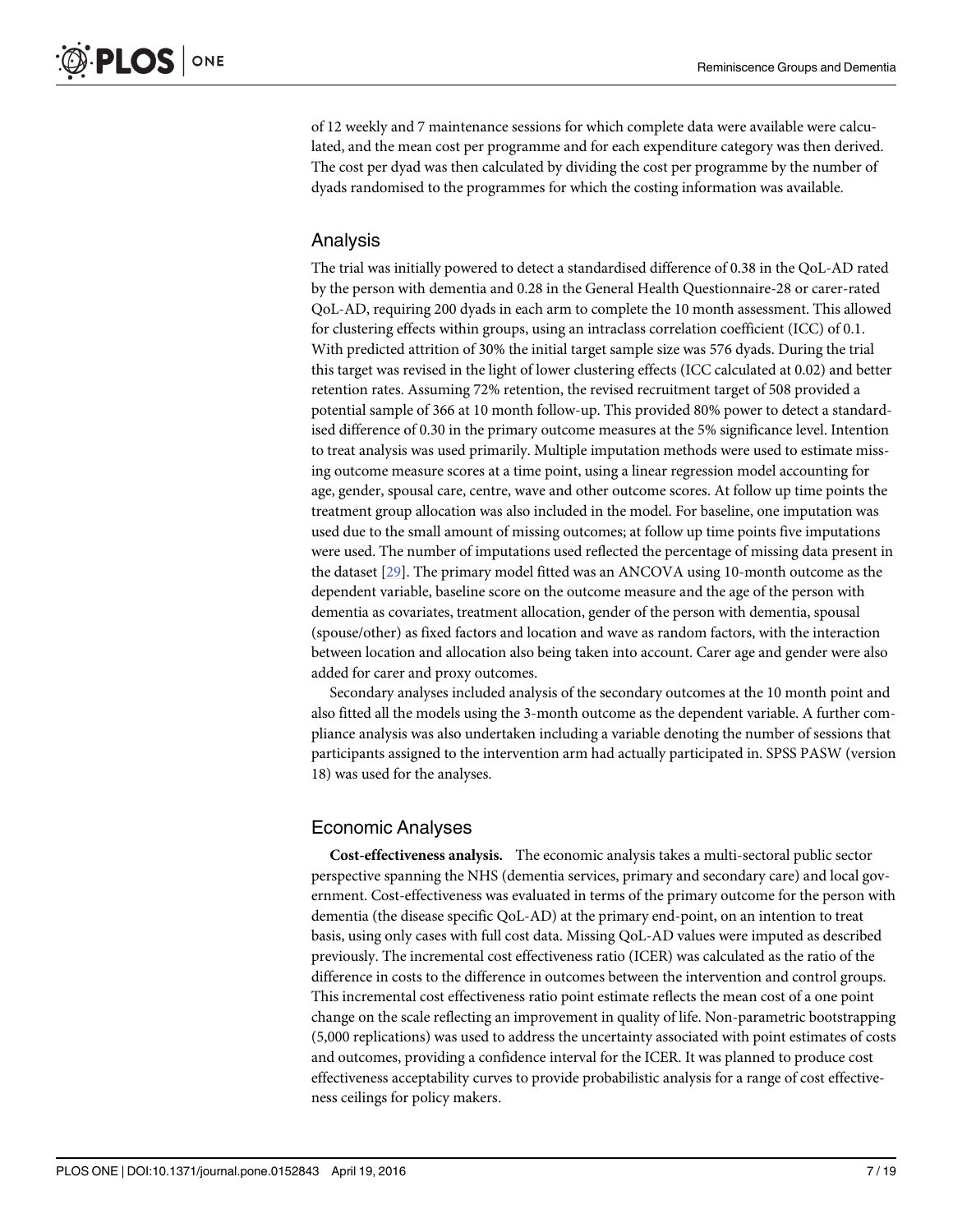of 12 weekly and 7 maintenance sessions for which complete data were available were calculated, and the mean cost per programme and for each expenditure category was then derived. The cost per dyad was then calculated by dividing the cost per programme by the number of dyads randomised to the programmes for which the costing information was available.

## Analysis

The trial was initially powered to detect a standardised difference of 0.38 in the QoL-AD rated by the person with dementia and 0.28 in the General Health Questionnaire-28 or carer-rated QoL-AD, requiring 200 dyads in each arm to complete the 10 month assessment. This allowed for clustering effects within groups, using an intraclass correlation coefficient (ICC) of 0.1. With predicted attrition of 30% the initial target sample size was 576 dyads. During the trial this target was revised in the light of lower clustering effects (ICC calculated at 0.02) and better retention rates. Assuming 72% retention, the revised recruitment target of 508 provided a potential sample of 366 at 10 month follow-up. This provided 80% power to detect a standardised difference of 0.30 in the primary outcome measures at the 5% significance level. Intention to treat analysis was used primarily. Multiple imputation methods were used to estimate missing outcome measure scores at a time point, using a linear regression model accounting for age, gender, spousal care, centre, wave and other outcome scores. At follow up time points the treatment group allocation was also included in the model. For baseline, one imputation was used due to the small amount of missing outcomes; at follow up time points five imputations were used. The number of imputations used reflected the percentage of missing data present in the dataset [29]. The primary model fitted was an ANCOVA using 10-month outcome as the dependent variable, baseline score on the outcome measure and the age of the person with dementia as covariates, treatment allocation, gender of the person with dementia, spousal (spouse/other) as fixed factors and location and wave as random factors, with the interaction between location and allocation also being taken into account. Carer age and gender were also added for carer and proxy outcomes.

Secondary analyses included analysis of the secondary outcomes at the 10 month point and also fitted all the models using the 3-month outcome as the dependent variable. A further compliance analysis was also undertaken including a variable denoting the number of sessions that participants assigned to the intervention arm had actually participated in. SPSS PASW (version 18) was used for the analyses.

## Economic Analyses

**Cost-effectiveness analysis.** The economic analysis takes a multi-sectoral public sector perspective spanning the NHS (dementia services, primary and secondary care) and local government. Cost-effectiveness was evaluated in terms of the primary outcome for the person with dementia (the disease specific QoL-AD) at the primary end-point, on an intention to treat basis, using only cases with full cost data. Missing QoL-AD values were imputed as described previously. The incremental cost effectiveness ratio (ICER) was calculated as the ratio of the difference in costs to the difference in outcomes between the intervention and control groups. This incremental cost effectiveness ratio point estimate reflects the mean cost of a one point change on the scale reflecting an improvement in quality of life. Non-parametric bootstrapping (5,000 replications) was used to address the uncertainty associated with point estimates of costs and outcomes, providing a confidence interval for the ICER. It was planned to produce cost effectiveness acceptability curves to provide probabilistic analysis for a range of cost effectiveness ceilings for policy makers.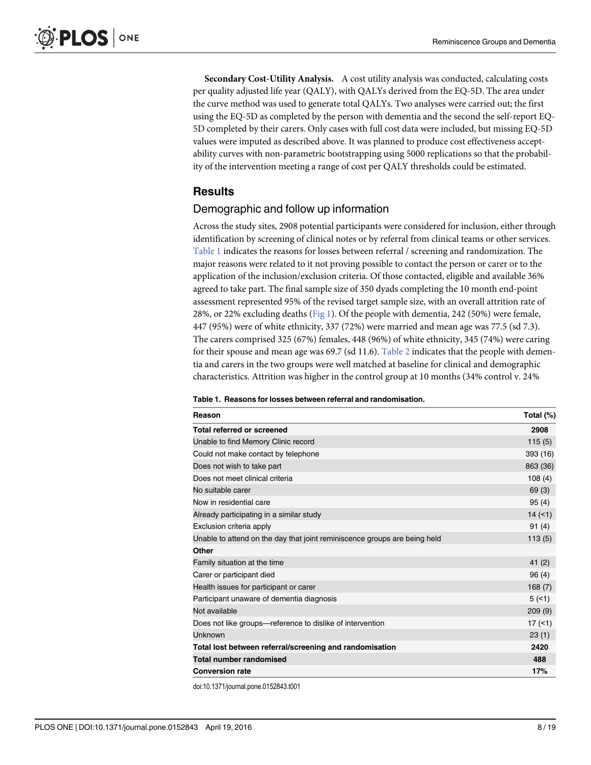**Secondary Cost-Utility Analysis.** A cost utility analysis was conducted, calculating costs per quality adjusted life year (QALY), with QALYs derived from the EQ-5D. The area under the curve method was used to generate total QALYs. Two analyses were carried out; the first using the EQ-5D as completed by the person with dementia and the second the self-report EQ-5D completed by their carers. Only cases with full cost data were included, but missing EQ-5D values were imputed as described above. It was planned to produce cost effectiveness acceptability curves with non-parametric bootstrapping using 5000 replications so that the probability of the intervention meeting a range of cost per QALY thresholds could be estimated.

## Results

### Demographic and follow up information

Across the study sites, 2908 potential participants were considered for inclusion, either through identification by screening of clinical notes or by referral from clinical teams or other services. Table 1 indicates the reasons for losses between referral / screening and randomization. The major reasons were related to it not proving possible to contact the person or carer or to the application of the inclusion/exclusion criteria. Of those contacted, eligible and available 36% agreed to take part. The final sample size of 350 dyads completing the 10 month end-point assessment represented 95% of the revised target sample size, with an overall attrition rate of 28%, or 22% excluding deaths (Fig 1). Of the people with dementia, 242 (50%) were female, 447 (95%) were of white ethnicity, 337 (72%) were married and mean age was 77.5 (sd 7.3). The carers comprised 325 (67%) females, 448 (96%) of white ethnicity, 345 (74%) were caring for their spouse and mean age was 69.7 (sd 11.6). Table 2 indicates that the people with dementia and carers in the two groups were well matched at baseline for clinical and demographic characteristics. Attrition was higher in the control group at 10 months (34% control v. 24%

**Table 1. Reasons for losses between referral and randomisation.**

| Reason | Total (%) |
|---|---|
| **Total referred or screened** | **2908** |
| Unable to find Memory Clinic record | 115 (5) |
| Could not make contact by telephone | 393 (16) |
| Does not wish to take part | 863 (36) |
| Does not meet clinical criteria | 108 (4) |
| No suitable carer | 69 (3) |
| Now in residential care | 95 (4) |
| Already participating in a similar study | 14 (<1) |
| Exclusion criteria apply | 91 (4) |
| Unable to attend on the day that joint reminiscence groups are being held | 113 (5) |
| **Other** | |
| Family situation at the time | 41 (2) |
| Carer or participant died | 96 (4) |
| Health issues for participant or carer | 168 (7) |
| Participant unaware of dementia diagnosis | 5 (<1) |
| Not available | 209 (9) |
| Does not like groups—reference to dislike of intervention | 17 (<1) |
| Unknown | 23 (1) |
| **Total lost between referral/screening and randomisation** | **2420** |
| **Total number randomised** | **488** |
| **Conversion rate** | **17%** |

doi:10.1371/journal.pone.0152843.t001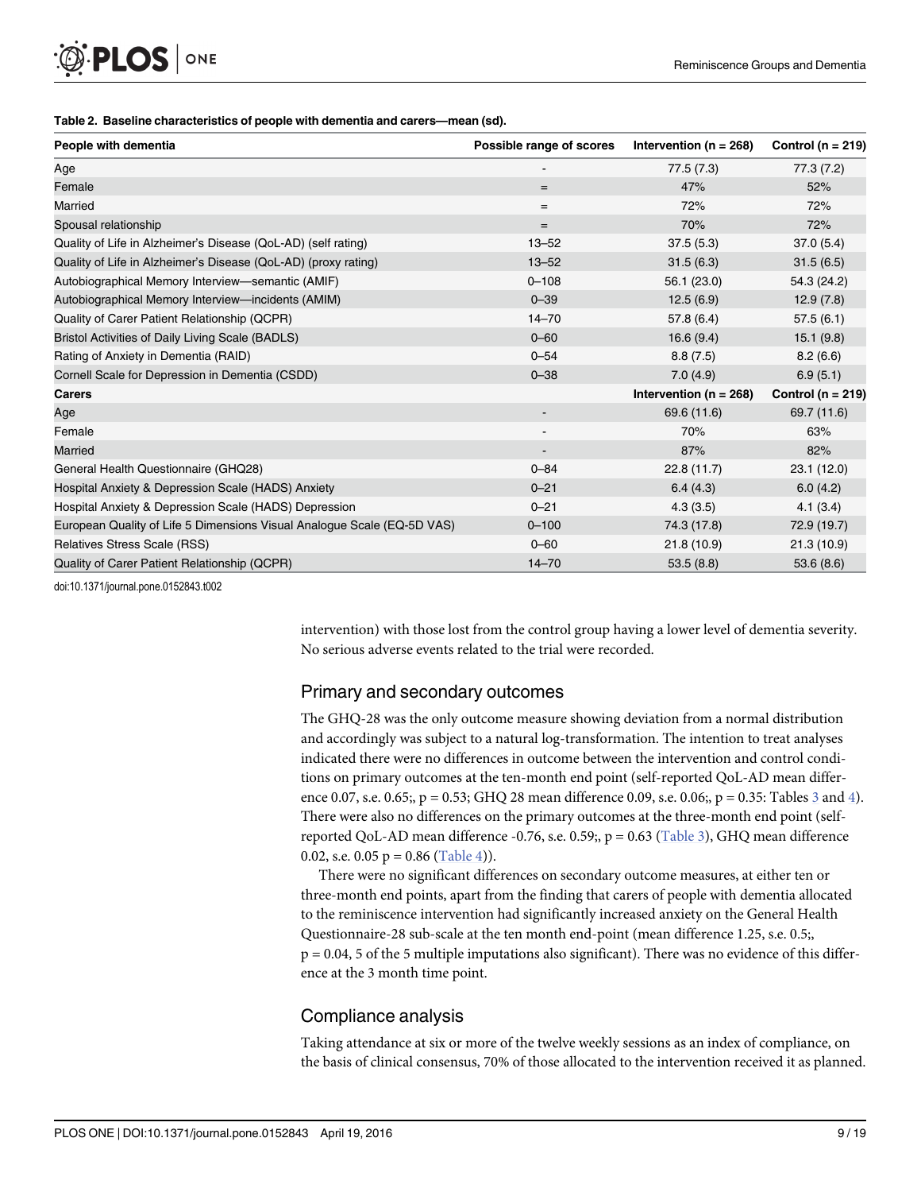**Table 2. Baseline characteristics of people with dementia and carers—mean (sd).**

| People with dementia | Possible range of scores | Intervention (n = 268) | Control (n = 219) |
|---|---|---|---|
| Age | - | 77.5 (7.3) | 77.3 (7.2) |
| Female | = | 47% | 52% |
| Married | = | 72% | 72% |
| Spousal relationship | = | 70% | 72% |
| Quality of Life in Alzheimer's Disease (QoL-AD) (self rating) | 13–52 | 37.5 (5.3) | 37.0 (5.4) |
| Quality of Life in Alzheimer's Disease (QoL-AD) (proxy rating) | 13–52 | 31.5 (6.3) | 31.5 (6.5) |
| Autobiographical Memory Interview—semantic (AMIF) | 0–108 | 56.1 (23.0) | 54.3 (24.2) |
| Autobiographical Memory Interview—incidents (AMIM) | 0–39 | 12.5 (6.9) | 12.9 (7.8) |
| Quality of Carer Patient Relationship (QCPR) | 14–70 | 57.8 (6.4) | 57.5 (6.1) |
| Bristol Activities of Daily Living Scale (BADLS) | 0–60 | 16.6 (9.4) | 15.1 (9.8) |
| Rating of Anxiety in Dementia (RAID) | 0–54 | 8.8 (7.5) | 8.2 (6.6) |
| Cornell Scale for Depression in Dementia (CSDD) | 0–38 | 7.0 (4.9) | 6.9 (5.1) |
| **Carers** | | **Intervention (n = 268)** | **Control (n = 219)** |
| Age | - | 69.6 (11.6) | 69.7 (11.6) |
| Female | - | 70% | 63% |
| Married | - | 87% | 82% |
| General Health Questionnaire (GHQ28) | 0–84 | 22.8 (11.7) | 23.1 (12.0) |
| Hospital Anxiety & Depression Scale (HADS) Anxiety | 0–21 | 6.4 (4.3) | 6.0 (4.2) |
| Hospital Anxiety & Depression Scale (HADS) Depression | 0–21 | 4.3 (3.5) | 4.1 (3.4) |
| European Quality of Life 5 Dimensions Visual Analogue Scale (EQ-5D VAS) | 0–100 | 74.3 (17.8) | 72.9 (19.7) |
| Relatives Stress Scale (RSS) | 0–60 | 21.8 (10.9) | 21.3 (10.9) |
| Quality of Carer Patient Relationship (QCPR) | 14–70 | 53.5 (8.8) | 53.6 (8.6) |

doi:10.1371/journal.pone.0152843.t002

intervention) with those lost from the control group having a lower level of dementia severity. No serious adverse events related to the trial were recorded.

## Primary and secondary outcomes

The GHQ-28 was the only outcome measure showing deviation from a normal distribution and accordingly was subject to a natural log-transformation. The intention to treat analyses indicated there were no differences in outcome between the intervention and control conditions on primary outcomes at the ten-month end point (self-reported QoL-AD mean difference 0.07, s.e. 0.65;, $p = 0.53$; GHQ 28 mean difference 0.09, s.e. 0.06;, $p = 0.35$: Tables 3 and 4). There were also no differences on the primary outcomes at the three-month end point (self-reported QoL-AD mean difference -0.76, s.e. 0.59;, $p = 0.63$ (Table 3), GHQ mean difference 0.02, s.e. 0.05 $p = 0.86$ (Table 4)).

There were no significant differences on secondary outcome measures, at either ten or three-month end points, apart from the finding that carers of people with dementia allocated to the reminiscence intervention had significantly increased anxiety on the General Health Questionnaire-28 sub-scale at the ten month end-point (mean difference 1.25, s.e. 0.5;, $p = 0.04$, 5 of the 5 multiple imputations also significant). There was no evidence of this difference at the 3 month time point.

## Compliance analysis

Taking attendance at six or more of the twelve weekly sessions as an index of compliance, on the basis of clinical consensus, 70% of those allocated to the intervention received it as planned.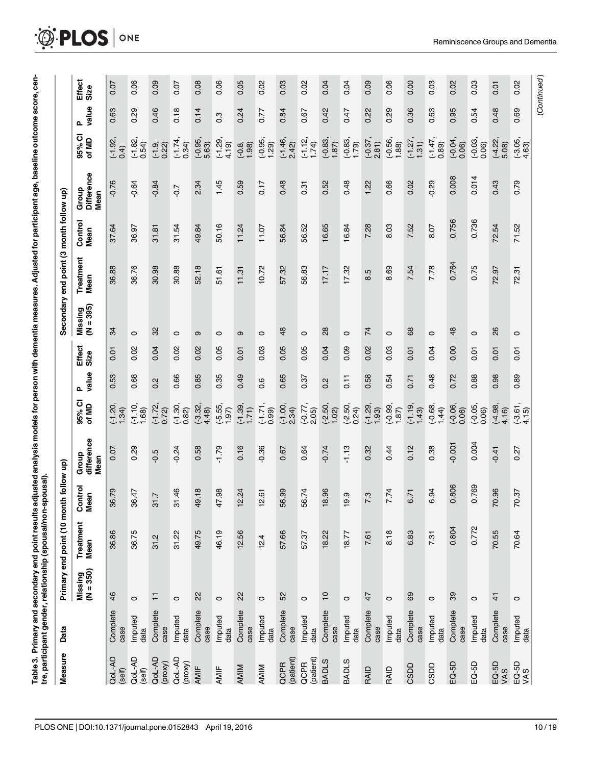**Table 3. Primary and secondary end point results adjusted analysis models for person with dementia measures. Adjusted for participant age, baseline outcome score, centre, participant gender, relationship (spousal/non-spousal).**

| Measure | Data | Primary end point (10 month follow up) | | | | | | | Secondary end point (3 month follow up) | | | | | | |
|---|---|---|---|---|---|---|---|---|---|---|---|---|---|---|---|
| | | Missing (N = 350) | Treatment Mean | Control Mean | Group difference Mean | 95% CI of MD | P value | Effect Size | Missing (N = 395) | Treatment Mean | Control Mean | Group Difference Mean | 95% CI of MD | P value | Effect Size |
| QoL-AD (self) | Complete case | 46 | 36.86 | 36.79 | 0.07 | (-1.20, 1.34) | 0.53 | 0.01 | 34 | 36.88 | 37.64 | -0.76 | (-1.92, 0.4) | 0.63 | 0.07 |
| QoL-AD (self) | Imputed data | 0 | 36.75 | 36.47 | 0.29 | (-1.10, 1.68) | 0.68 | 0.02 | 0 | 36.76 | 36.97 | -0.64 | (-1.82, 0.54) | 0.29 | 0.06 |
| QoL-AD (proxy) | Complete case | 11 | 31.2 | 31.7 | -0.5 | (-1.72, 0.72) | 0.2 | 0.04 | 32 | 30.98 | 31.81 | -0.84 | (-1.9, 0.22) | 0.46 | 0.09 |
| QoL-AD (proxy) | Imputed data | 0 | 31.22 | 31.46 | -0.24 | (-1.30, 0.82) | 0.66 | 0.02 | 0 | 30.88 | 31.54 | -0.7 | (-1.74, 0.34) | 0.18 | 0.07 |
| AMIF | Complete case | 22 | 49.75 | 49.18 | 0.58 | (-3.32, 4.48) | 0.85 | 0.02 | 9 | 52.18 | 49.84 | 2.34 | (-0.95, 5.63) | 0.14 | 0.08 |
| AMIF | Imputed data | 0 | 46.19 | 47.98 | -1.79 | (-5.55, 1.97) | 0.35 | 0.05 | 0 | 51.61 | 50.16 | 1.45 | (-1.29, 4.19) | 0.3 | 0.06 |
| AMIM | Complete case | 22 | 12.56 | 12.24 | 0.16 | (-1.39, 1.71) | 0.49 | 0.01 | 9 | 11.31 | 11.24 | 0.59 | (-0.8, 1.98) | 0.24 | 0.05 |
| AMIM | Imputed data | 0 | 12.4 | 12.61 | -0.36 | (-1.71, 0.99) | 0.6 | 0.03 | 0 | 10.72 | 11.07 | 0.17 | (-0.95, 1.29) | 0.77 | 0.02 |
| QCPR (patient) | Complete case | 52 | 57.66 | 56.99 | 0.67 | (-1.00, 2.34) | 0.65 | 0.05 | 48 | 57.32 | 56.84 | 0.48 | (-1.46, 2.42) | 0.84 | 0.03 |
| QCPR (patient) | Imputed data | 0 | 57.37 | 56.74 | 0.64 | (-0.77, 2.05) | 0.37 | 0.05 | 0 | 56.83 | 56.52 | 0.31 | (-1.12, 1.74) | 0.67 | 0.02 |
| BADLS | Complete case | 10 | 18.22 | 18.96 | -0.74 | (-2.50, 1.02) | 0.2 | 0.04 | 28 | 17.17 | 16.65 | 0.52 | (-0.83, 1.87) | 0.42 | 0.04 |
| BADLS | Imputed data | 0 | 18.77 | 19.9 | -1.13 | (-2.50, 0.24) | 0.11 | 0.09 | 0 | 17.32 | 16.84 | 0.48 | (-0.83, 1.79) | 0.47 | 0.04 |
| RAID | Complete case | 47 | 7.61 | 7.3 | 0.32 | (-1.29, 1.93) | 0.58 | 0.02 | 74 | 8.5 | 7.28 | 1.22 | (-0.37, 2.81) | 0.22 | 0.09 |
| RAID | Imputed data | 0 | 8.18 | 7.74 | 0.44 | (-0.99, 1.87) | 0.54 | 0.03 | 0 | 8.69 | 8.03 | 0.66 | (-0.56, 1.88) | 0.29 | 0.06 |
| CSDD | Complete case | 69 | 6.83 | 6.71 | 0.12 | (-1.19, 1.43) | 0.71 | 0.01 | 68 | 7.54 | 7.52 | 0.02 | (-1.27, 1.31) | 0.36 | 0.00 |
| CSDD | Imputed data | 0 | 7.31 | 6.94 | 0.38 | (-0.68, 1.44) | 0.48 | 0.04 | 0 | 7.78 | 8.07 | -0.29 | (-1.47, 0.89) | 0.63 | 0.03 |
| EQ-5D | Complete case | 39 | 0.804 | 0.806 | -0.001 | (-0.06, 0.06) | 0.72 | 0.00 | 48 | 0.764 | 0.756 | 0.008 | (-0.04, 0.06) | 0.95 | 0.02 |
| EQ-5D | Imputed data | 0 | 0.772 | 0.769 | 0.004 | (-0.05, 0.06) | 0.88 | 0.01 | 0 | 0.75 | 0.736 | 0.014 | (-0.03, 0.06) | 0.54 | 0.03 |
| EQ-5D VAS | Complete case | 41 | 70.55 | 70.96 | -0.41 | (-4.98, 4.16) | 0.98 | 0.01 | 26 | 72.97 | 72.54 | 0.43 | (-4.22, 5.08) | 0.48 | 0.01 |
| EQ-5D VAS | Imputed data | 0 | 70.64 | 70.37 | 0.27 | (-3.61, 4.15) | 0.89 | 0.01 | 0 | 72.31 | 71.52 | 0.79 | (-3.05, 4.63) | 0.69 | 0.02 |

(Continued)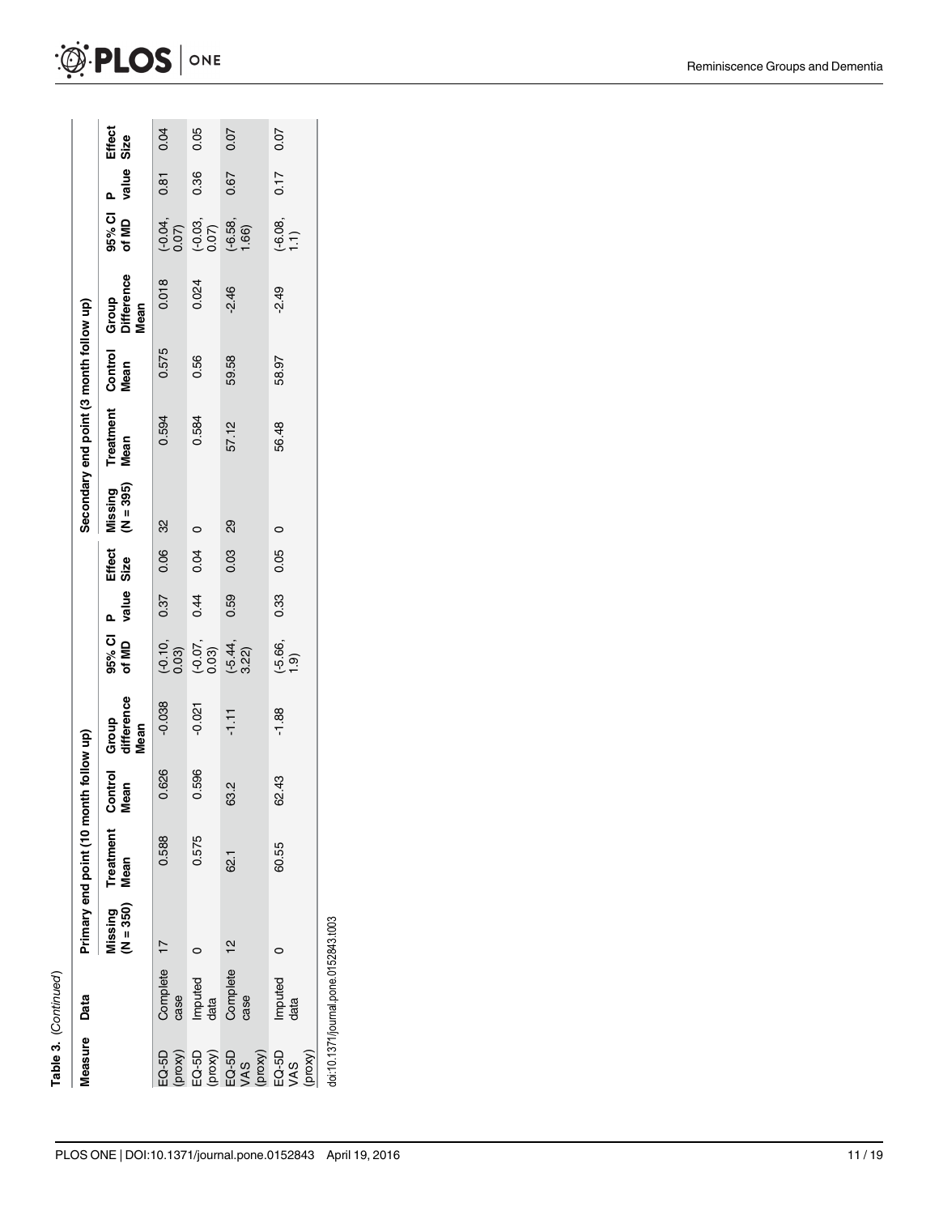Table 3. (Continued)

| Measure | Data | Primary end point (10 month follow up) | | | | | | | Secondary end point (3 month follow up) | | | | | | |
|---|---|---|---|---|---|---|---|---|---|---|---|---|---|---|---|
| | | Missing (N = 350) | Treatment Mean | Control Mean | Group difference Mean | 95% CI of MD | P value | Effect Size | Missing (N = 395) | Treatment Mean | Control Mean | Group Difference Mean | 95% CI of MD | P value | Effect Size |
| EQ-5D (proxy) | Complete case | 17 | 0.588 | 0.626 | -0.038 | (-0.10, 0.03) | 0.37 | 0.06 | 32 | 0.594 | 0.575 | 0.018 | (-0.04, 0.07) | 0.81 | 0.04 |
| EQ-5D (proxy) | Imputed data | 0 | 0.575 | 0.596 | -0.021 | (-0.07, 0.03) | 0.44 | 0.04 | 0 | 0.584 | 0.56 | 0.024 | (-0.03, 0.07) | 0.36 | 0.05 |
| EQ-5D VAS (proxy) | Complete case | 12 | 62.1 | 63.2 | -1.11 | (-5.44, 3.22) | 0.59 | 0.03 | 29 | 57.12 | 59.58 | -2.46 | (-6.58, 1.66) | 0.67 | 0.07 |
| EQ-5D VAS (proxy) | Imputed data | 0 | 60.55 | 62.43 | -1.88 | (-5.66, 1.9) | 0.33 | 0.05 | 0 | 56.48 | 58.97 | -2.49 | (-6.08, 1.1) | 0.17 | 0.07 |

doi:10.1371/journal.pone.0152843.t003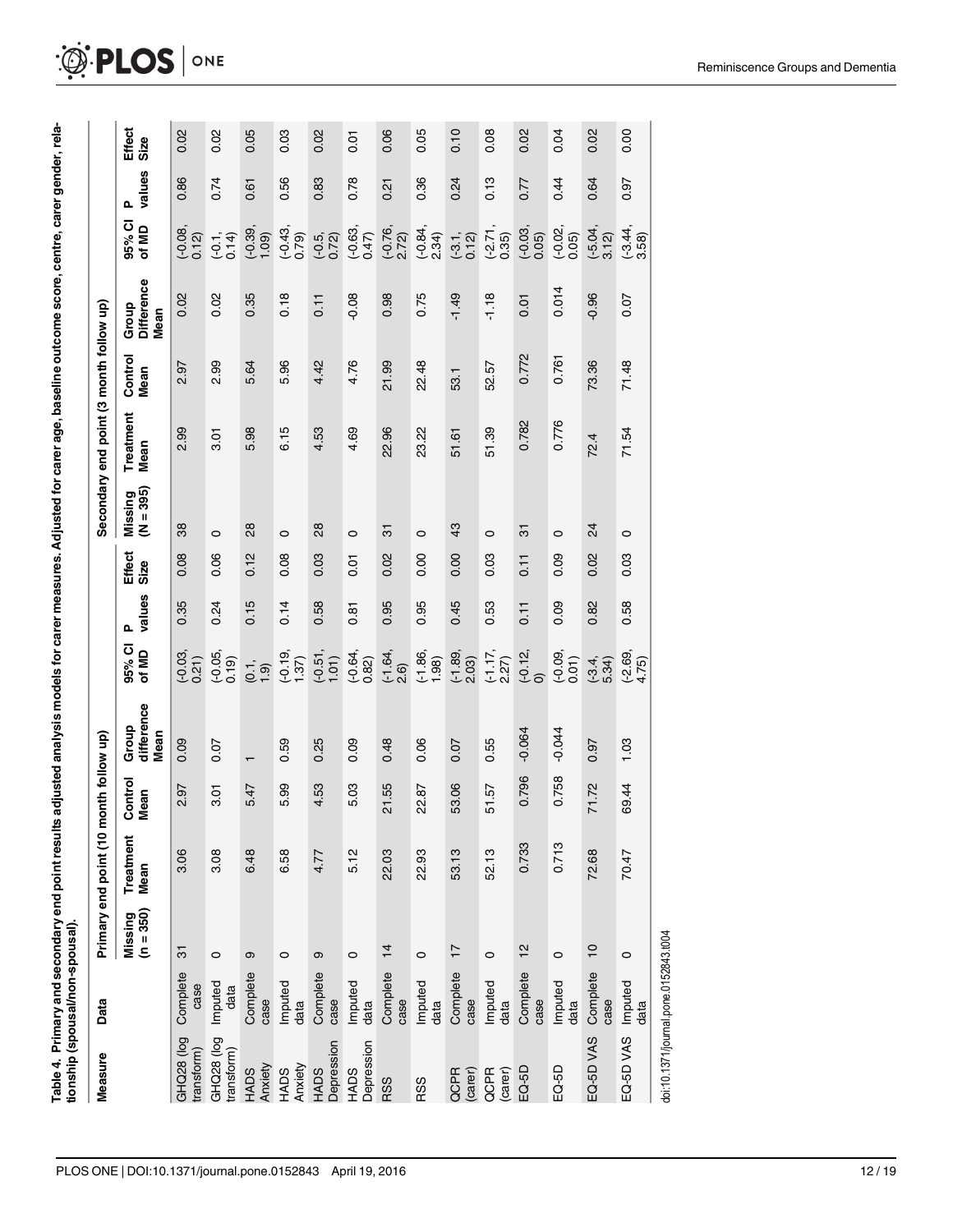**Table 4. Primary and secondary end point results adjusted analysis models for carer measures. Adjusted for carer age, baseline outcome score, centre, carer gender, relationship (spousal/non-spousal).**

| Measure | Data | Primary end point (10 month follow up) | | | | | | | Secondary end point (3 month follow up) | | | | | | |
|---|---|---|---|---|---|---|---|---|---|---|---|---|---|---|---|
| | | Missing (n = 350) | Treatment Mean | Control Mean | Group difference Mean | 95% CI of MD | P values | Effect Size | Missing (N = 395) | Treatment Mean | Control Mean | Group Difference Mean | 95% CI of MD | P values | Effect Size |
| GHQ28 (log transform) | Complete case | 31 | 3.06 | 2.97 | 0.09 | (-0.03, 0.21) | 0.35 | 0.08 | 38 | 2.99 | 2.97 | 0.02 | (-0.08, 0.12) | 0.86 | 0.02 |
| GHQ28 (log transform) | Imputed data | 0 | 3.08 | 3.01 | 0.07 | (-0.05, 0.19) | 0.24 | 0.06 | 0 | 3.01 | 2.99 | 0.02 | (-0.1, 0.14) | 0.74 | 0.02 |
| HADS Anxiety | Complete case | 9 | 6.48 | 5.47 | 1 | (0.1, 1.9) | 0.15 | 0.12 | 28 | 5.98 | 5.64 | 0.35 | (-0.39, 1.09) | 0.61 | 0.05 |
| HADS Anxiety | Imputed data | 0 | 6.58 | 5.99 | 0.59 | (-0.19, 1.37) | 0.14 | 0.08 | 0 | 6.15 | 5.96 | 0.18 | (-0.43, 0.79) | 0.56 | 0.03 |
| HADS Depression | Complete case | 9 | 4.77 | 4.53 | 0.25 | (-0.51, 1.01) | 0.58 | 0.03 | 28 | 4.53 | 4.42 | 0.11 | (-0.5, 0.72) | 0.83 | 0.02 |
| HADS Depression | Imputed data | 0 | 5.12 | 5.03 | 0.09 | (-0.64, 0.82) | 0.81 | 0.01 | 0 | 4.69 | 4.76 | -0.08 | (-0.63, 0.47) | 0.78 | 0.01 |
| RSS | Complete case | 14 | 22.03 | 21.55 | 0.48 | (-1.64, 2.6) | 0.95 | 0.02 | 31 | 22.96 | 21.99 | 0.98 | (-0.76, 2.72) | 0.21 | 0.06 |
| RSS | Imputed data | 0 | 22.93 | 22.87 | 0.06 | (-1.86, 1.98) | 0.95 | 0.00 | 0 | 23.22 | 22.48 | 0.75 | (-0.84, 2.34) | 0.36 | 0.05 |
| QCPR (carer) | Complete case | 17 | 53.13 | 53.06 | 0.07 | (-1.89, 2.03) | 0.45 | 0.00 | 43 | 51.61 | 53.1 | -1.49 | (-3.1, 0.12) | 0.24 | 0.10 |
| QCPR (carer) | Imputed data | 0 | 52.13 | 51.57 | 0.55 | (-1.17, 2.27) | 0.53 | 0.03 | 0 | 51.39 | 52.57 | -1.18 | (-2.71, 0.35) | 0.13 | 0.08 |
| EQ-5D | Complete case | 12 | 0.733 | 0.796 | -0.064 | (-0.12, 0) | 0.11 | 0.11 | 31 | 0.782 | 0.772 | 0.01 | (-0.03, 0.05) | 0.77 | 0.02 |
| EQ-5D | Imputed data | 0 | 0.713 | 0.758 | -0.044 | (-0.09, 0.01) | 0.09 | 0.09 | 0 | 0.776 | 0.761 | 0.014 | (-0.02, 0.05) | 0.44 | 0.04 |
| EQ-5D VAS | Complete case | 10 | 72.68 | 71.72 | 0.97 | (-3.4, 5.34) | 0.82 | 0.02 | 24 | 72.4 | 73.36 | -0.96 | (-5.04, 3.12) | 0.64 | 0.02 |
| EQ-5D VAS | Imputed data | 0 | 70.47 | 69.44 | 1.03 | (-2.69, 4.75) | 0.58 | 0.03 | 0 | 71.54 | 71.48 | 0.07 | (-3.44, 3.58) | 0.97 | 0.00 |

doi:10.1371/journal.pone.0152843.t004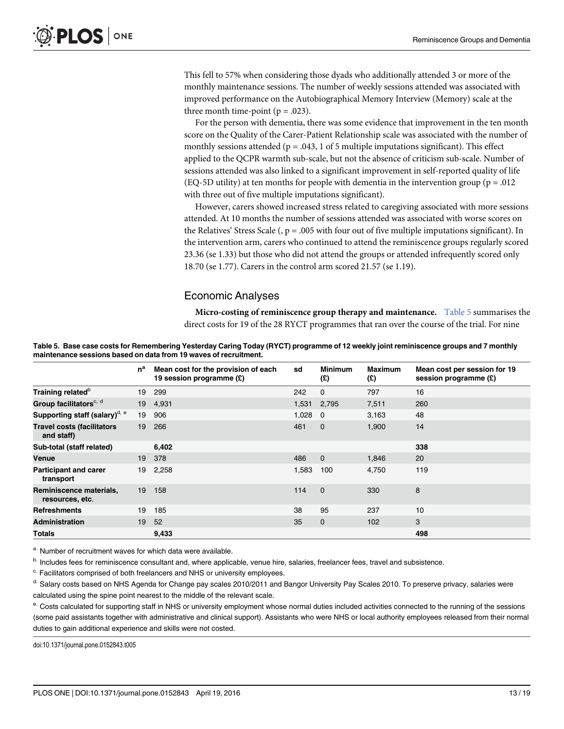This fell to 57% when considering those dyads who additionally attended 3 or more of the monthly maintenance sessions. The number of weekly sessions attended was associated with improved performance on the Autobiographical Memory Interview (Memory) scale at the three month time-point ($p = .023$).

For the person with dementia, there was some evidence that improvement in the ten month score on the Quality of the Carer-Patient Relationship scale was associated with the number of monthly sessions attended ($p = .043$, 1 of 5 multiple imputations significant). This effect applied to the QCPR warmth sub-scale, but not the absence of criticism sub-scale. Number of sessions attended was also linked to a significant improvement in self-reported quality of life (EQ-5D utility) at ten months for people with dementia in the intervention group ($p = .012$ with three out of five multiple imputations significant).

However, carers showed increased stress related to caregiving associated with more sessions attended. At 10 months the number of sessions attended was associated with worse scores on the Relatives' Stress Scale (, $p = .005$ with four out of five multiple imputations significant). In the intervention arm, carers who continued to attend the reminiscence groups regularly scored 23.36 (se 1.33) but those who did not attend the groups or attended infrequently scored only 18.70 (se 1.77). Carers in the control arm scored 21.57 (se 1.19).

## Economic Analyses

**Micro-costing of reminiscence group therapy and maintenance.** Table 5 summarises the direct costs for 19 of the 28 RYCT programmes that ran over the course of the trial. For nine

**Table 5. Base case costs for Remembering Yesterday Caring Today (RYCT) programme of 12 weekly joint reminiscence groups and 7 monthly maintenance sessions based on data from 19 waves of recruitment.**

| | n[a] | Mean cost for the provision of each 19 session programme (£) | sd | Minimum (£) | Maximum (£) | Mean cost per session for 19 session programme (£) |
|---|---|---|---|---|---|---|
| **Training related**[b] | 19 | 299 | 242 | 0 | 797 | 16 |
| **Group facilitators**[c, d] | 19 | 4,931 | 1,531 | 2,795 | 7,511 | 260 |
| **Supporting staff (salary)**[d, e] | 19 | 906 | 1,028 | 0 | 3,163 | 48 |
| **Travel costs (facilitators and staff)** | 19 | 266 | 461 | 0 | 1,900 | 14 |
| **Sub-total (staff related)** | | **6,402** | | | | **338** |
| **Venue** | 19 | 378 | 486 | 0 | 1,846 | 20 |
| **Participant and carer transport** | 19 | 2,258 | 1,583 | 100 | 4,750 | 119 |
| **Reminiscence materials, resources, etc.** | 19 | 158 | 114 | 0 | 330 | 8 |
| **Refreshments** | 19 | 185 | 38 | 95 | 237 | 10 |
| **Administration** | 19 | 52 | 35 | 0 | 102 | 3 |
| **Totals** | | **9,433** | | | | **498** |

[a] Number of recruitment waves for which data were available.

[b] Includes fees for reminiscence consultant and, where applicable, venue hire, salaries, freelancer fees, travel and subsistence.

[c] Facilitators comprised of both freelancers and NHS or university employees.

[d] Salary costs based on NHS Agenda for Change pay scales 2010/2011 and Bangor University Pay Scales 2010. To preserve privacy, salaries were calculated using the spine point nearest to the middle of the relevant scale.

[e] Costs calculated for supporting staff in NHS or university employment whose normal duties included activities connected to the running of the sessions (some paid assistants together with administrative and clinical support). Assistants who were NHS or local authority employees released from their normal duties to gain additional experience and skills were not costed.

doi:10.1371/journal.pone.0152843.t005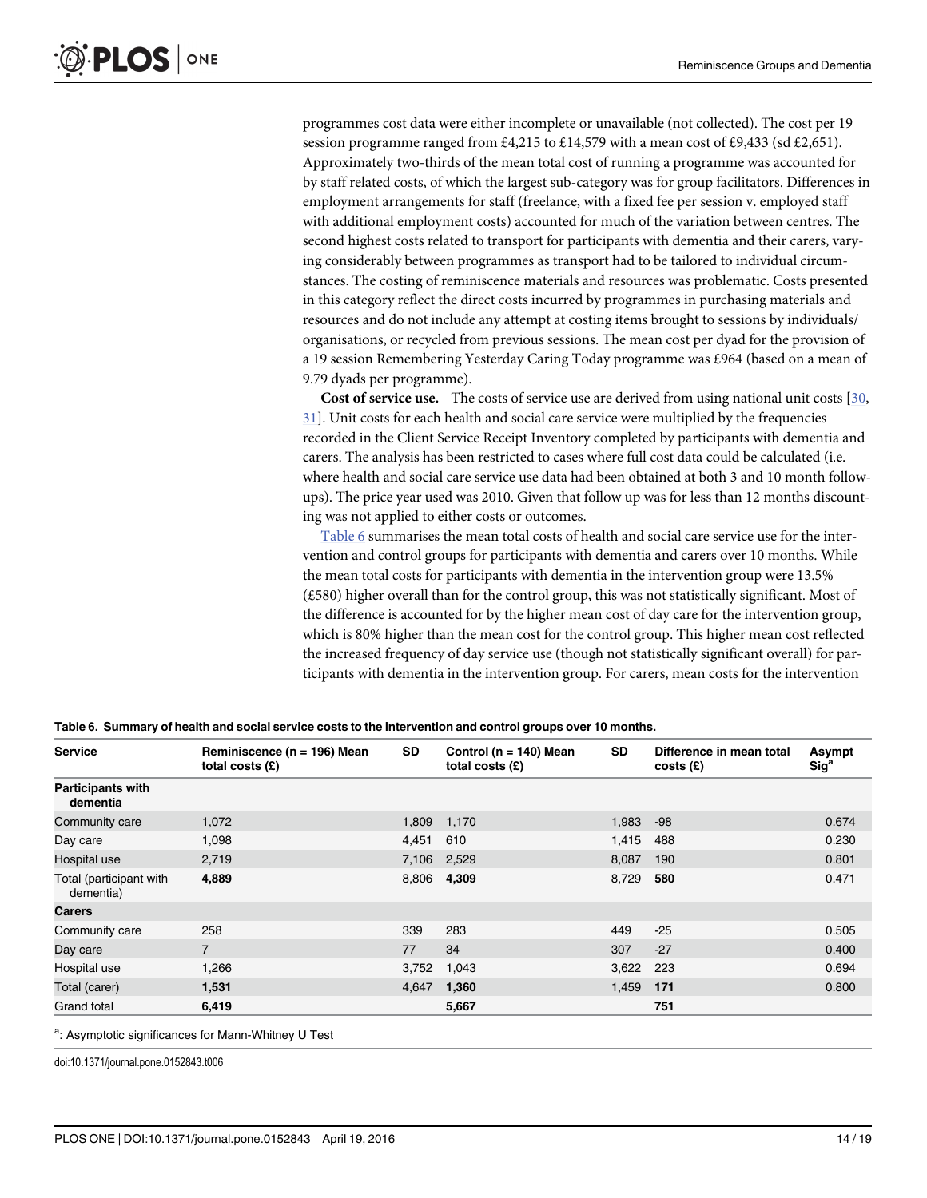programmes cost data were either incomplete or unavailable (not collected). The cost per 19 session programme ranged from £4,215 to £14,579 with a mean cost of £9,433 (sd £2,651). Approximately two-thirds of the mean total cost of running a programme was accounted for by staff related costs, of which the largest sub-category was for group facilitators. Differences in employment arrangements for staff (freelance, with a fixed fee per session v. employed staff with additional employment costs) accounted for much of the variation between centres. The second highest costs related to transport for participants with dementia and their carers, varying considerably between programmes as transport had to be tailored to individual circumstances. The costing of reminiscence materials and resources was problematic. Costs presented in this category reflect the direct costs incurred by programmes in purchasing materials and resources and do not include any attempt at costing items brought to sessions by individuals/organisations, or recycled from previous sessions. The mean cost per dyad for the provision of a 19 session Remembering Yesterday Caring Today programme was £964 (based on a mean of 9.79 dyads per programme).

**Cost of service use.** The costs of service use are derived from using national unit costs [30, 31]. Unit costs for each health and social care service were multiplied by the frequencies recorded in the Client Service Receipt Inventory completed by participants with dementia and carers. The analysis has been restricted to cases where full cost data could be calculated (i.e. where health and social care service use data had been obtained at both 3 and 10 month follow-ups). The price year used was 2010. Given that follow up was for less than 12 months discounting was not applied to either costs or outcomes.

Table 6 summarises the mean total costs of health and social care service use for the intervention and control groups for participants with dementia and carers over 10 months. While the mean total costs for participants with dementia in the intervention group were 13.5% (£580) higher overall than for the control group, this was not statistically significant. Most of the difference is accounted for by the higher mean cost of day care for the intervention group, which is 80% higher than the mean cost for the control group. This higher mean cost reflected the increased frequency of day service use (though not statistically significant overall) for participants with dementia in the intervention group. For carers, mean costs for the intervention

**Table 6. Summary of health and social service costs to the intervention and control groups over 10 months.**

| Service | Reminiscence (n = 196) Mean total costs (£) | SD | Control (n = 140) Mean total costs (£) | SD | Difference in mean total costs (£) | Asympt Sig[a] |
|---|---|---|---|---|---|---|
| **Participants with dementia** | | | | | | |
| Community care | 1,072 | 1,809 | 1,170 | 1,983 | -98 | 0.674 |
| Day care | 1,098 | 4,451 | 610 | 1,415 | 488 | 0.230 |
| Hospital use | 2,719 | 7,106 | 2,529 | 8,087 | 190 | 0.801 |
| Total (participant with dementia) | **4,889** | 8,806 | **4,309** | 8,729 | **580** | 0.471 |
| **Carers** | | | | | | |
| Community care | 258 | 339 | 283 | 449 | -25 | 0.505 |
| Day care | 7 | 77 | 34 | 307 | -27 | 0.400 |
| Hospital use | 1,266 | 3,752 | 1,043 | 3,622 | 223 | 0.694 |
| Total (carer) | **1,531** | 4,647 | **1,360** | 1,459 | **171** | 0.800 |
| Grand total | **6,419** | | **5,667** | | **751** | |

[a]: Asymptotic significances for Mann-Whitney U Test

doi:10.1371/journal.pone.0152843.t006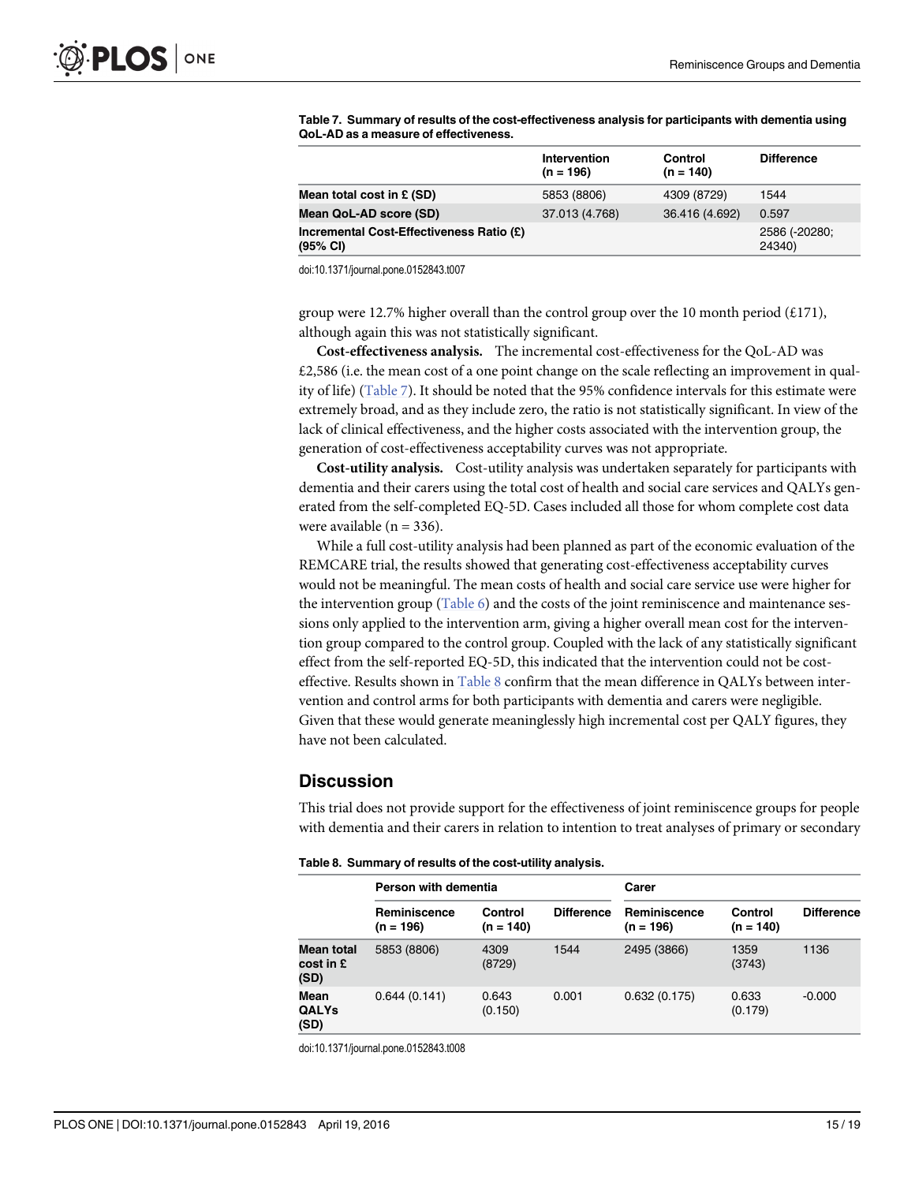**Table 7. Summary of results of the cost-effectiveness analysis for participants with dementia using QoL-AD as a measure of effectiveness.**

| | Intervention (n = 196) | Control (n = 140) | Difference |
|---|---|---|---|
| **Mean total cost in £ (SD)** | 5853 (8806) | 4309 (8729) | 1544 |
| **Mean QoL-AD score (SD)** | 37.013 (4.768) | 36.416 (4.692) | 0.597 |
| **Incremental Cost-Effectiveness Ratio (£) (95% CI)** | | | 2586 (-20280; 24340) |

doi:10.1371/journal.pone.0152843.t007

group were 12.7% higher overall than the control group over the 10 month period (£171), although again this was not statistically significant.

**Cost-effectiveness analysis.** The incremental cost-effectiveness for the QoL-AD was £2,586 (i.e. the mean cost of a one point change on the scale reflecting an improvement in quality of life) (Table 7). It should be noted that the 95% confidence intervals for this estimate were extremely broad, and as they include zero, the ratio is not statistically significant. In view of the lack of clinical effectiveness, and the higher costs associated with the intervention group, the generation of cost-effectiveness acceptability curves was not appropriate.

**Cost-utility analysis.** Cost-utility analysis was undertaken separately for participants with dementia and their carers using the total cost of health and social care services and QALYs generated from the self-completed EQ-5D. Cases included all those for whom complete cost data were available (n = 336).

While a full cost-utility analysis had been planned as part of the economic evaluation of the REMCARE trial, the results showed that generating cost-effectiveness acceptability curves would not be meaningful. The mean costs of health and social care service use were higher for the intervention group (Table 6) and the costs of the joint reminiscence and maintenance sessions only applied to the intervention arm, giving a higher overall mean cost for the intervention group compared to the control group. Coupled with the lack of any statistically significant effect from the self-reported EQ-5D, this indicated that the intervention could not be cost-effective. Results shown in Table 8 confirm that the mean difference in QALYs between intervention and control arms for both participants with dementia and carers were negligible. Given that these would generate meaninglessly high incremental cost per QALY figures, they have not been calculated.

## Discussion

This trial does not provide support for the effectiveness of joint reminiscence groups for people with dementia and their carers in relation to intention to treat analyses of primary or secondary

**Table 8. Summary of results of the cost-utility analysis.**

| | Person with dementia | | | Carer | | |
|---|---|---|---|---|---|---|
| | Reminiscence (n = 196) | Control (n = 140) | Difference | Reminiscence (n = 196) | Control (n = 140) | Difference |
| **Mean total cost in £ (SD)** | 5853 (8806) | 4309 (8729) | 1544 | 2495 (3866) | 1359 (3743) | 1136 |
| **Mean QALYs (SD)** | 0.644 (0.141) | 0.643 (0.150) | 0.001 | 0.632 (0.175) | 0.633 (0.179) | -0.000 |

doi:10.1371/journal.pone.0152843.t008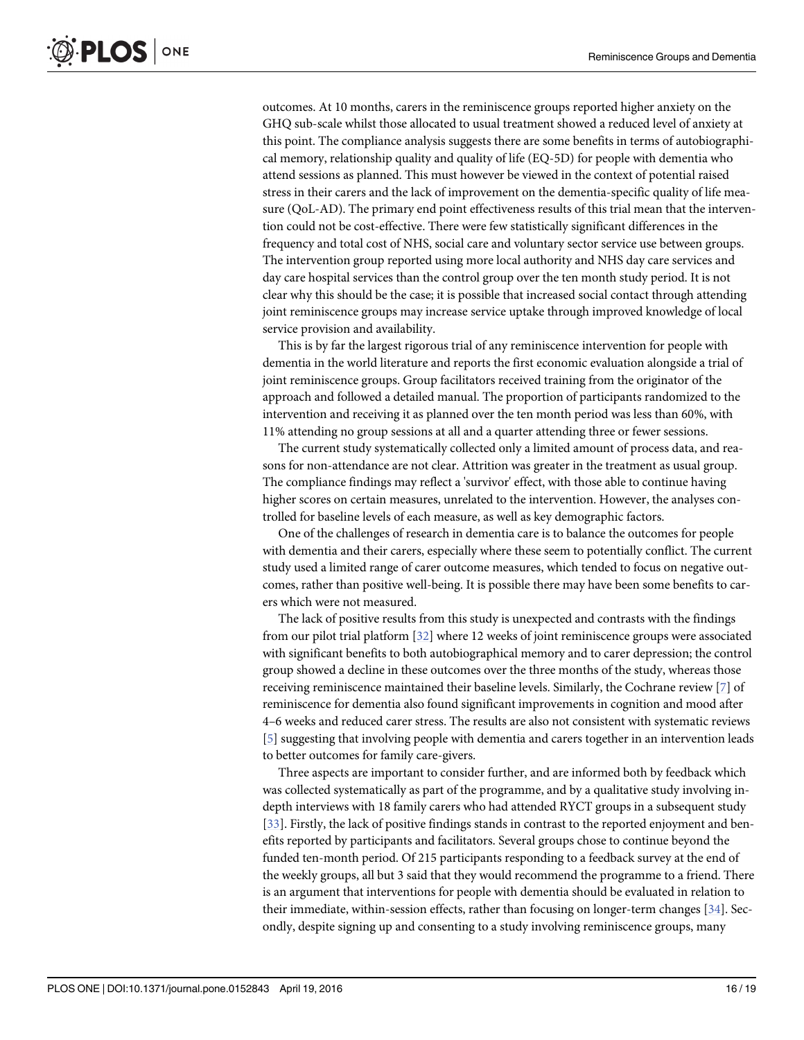outcomes. At 10 months, carers in the reminiscence groups reported higher anxiety on the GHQ sub-scale whilst those allocated to usual treatment showed a reduced level of anxiety at this point. The compliance analysis suggests there are some benefits in terms of autobiographical memory, relationship quality and quality of life (EQ-5D) for people with dementia who attend sessions as planned. This must however be viewed in the context of potential raised stress in their carers and the lack of improvement on the dementia-specific quality of life measure (QoL-AD). The primary end point effectiveness results of this trial mean that the intervention could not be cost-effective. There were few statistically significant differences in the frequency and total cost of NHS, social care and voluntary sector service use between groups. The intervention group reported using more local authority and NHS day care services and day care hospital services than the control group over the ten month study period. It is not clear why this should be the case; it is possible that increased social contact through attending joint reminiscence groups may increase service uptake through improved knowledge of local service provision and availability.

This is by far the largest rigorous trial of any reminiscence intervention for people with dementia in the world literature and reports the first economic evaluation alongside a trial of joint reminiscence groups. Group facilitators received training from the originator of the approach and followed a detailed manual. The proportion of participants randomized to the intervention and receiving it as planned over the ten month period was less than 60%, with 11% attending no group sessions at all and a quarter attending three or fewer sessions.

The current study systematically collected only a limited amount of process data, and reasons for non-attendance are not clear. Attrition was greater in the treatment as usual group. The compliance findings may reflect a 'survivor' effect, with those able to continue having higher scores on certain measures, unrelated to the intervention. However, the analyses controlled for baseline levels of each measure, as well as key demographic factors.

One of the challenges of research in dementia care is to balance the outcomes for people with dementia and their carers, especially where these seem to potentially conflict. The current study used a limited range of carer outcome measures, which tended to focus on negative outcomes, rather than positive well-being. It is possible there may have been some benefits to carers which were not measured.

The lack of positive results from this study is unexpected and contrasts with the findings from our pilot trial platform [32] where 12 weeks of joint reminiscence groups were associated with significant benefits to both autobiographical memory and to carer depression; the control group showed a decline in these outcomes over the three months of the study, whereas those receiving reminiscence maintained their baseline levels. Similarly, the Cochrane review [7] of reminiscence for dementia also found significant improvements in cognition and mood after 4–6 weeks and reduced carer stress. The results are also not consistent with systematic reviews [5] suggesting that involving people with dementia and carers together in an intervention leads to better outcomes for family care-givers.

Three aspects are important to consider further, and are informed both by feedback which was collected systematically as part of the programme, and by a qualitative study involving in-depth interviews with 18 family carers who had attended RYCT groups in a subsequent study [33]. Firstly, the lack of positive findings stands in contrast to the reported enjoyment and benefits reported by participants and facilitators. Several groups chose to continue beyond the funded ten-month period. Of 215 participants responding to a feedback survey at the end of the weekly groups, all but 3 said that they would recommend the programme to a friend. There is an argument that interventions for people with dementia should be evaluated in relation to their immediate, within-session effects, rather than focusing on longer-term changes [34]. Secondly, despite signing up and consenting to a study involving reminiscence groups, many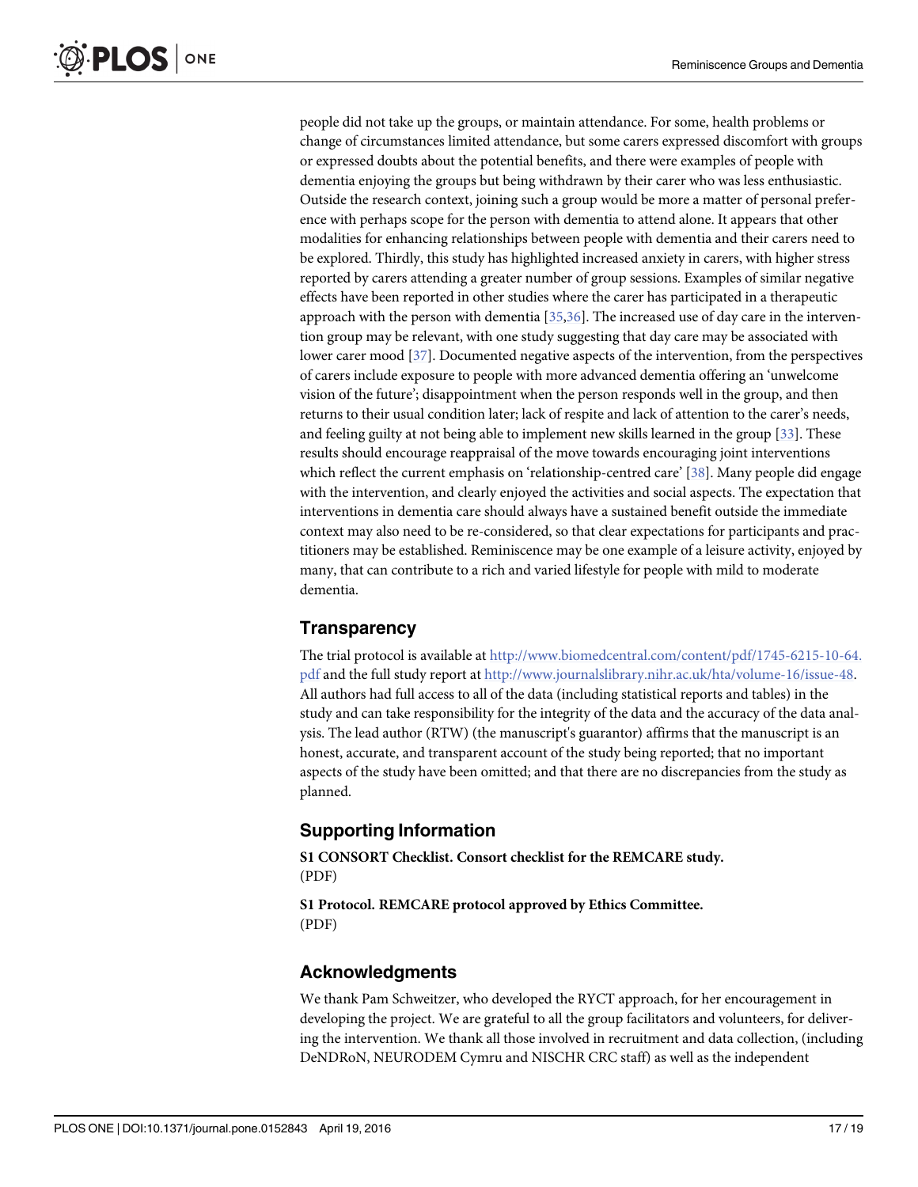people did not take up the groups, or maintain attendance. For some, health problems or change of circumstances limited attendance, but some carers expressed discomfort with groups or expressed doubts about the potential benefits, and there were examples of people with dementia enjoying the groups but being withdrawn by their carer who was less enthusiastic. Outside the research context, joining such a group would be more a matter of personal preference with perhaps scope for the person with dementia to attend alone. It appears that other modalities for enhancing relationships between people with dementia and their carers need to be explored. Thirdly, this study has highlighted increased anxiety in carers, with higher stress reported by carers attending a greater number of group sessions. Examples of similar negative effects have been reported in other studies where the carer has participated in a therapeutic approach with the person with dementia [35,36]. The increased use of day care in the intervention group may be relevant, with one study suggesting that day care may be associated with lower carer mood [37]. Documented negative aspects of the intervention, from the perspectives of carers include exposure to people with more advanced dementia offering an 'unwelcome vision of the future'; disappointment when the person responds well in the group, and then returns to their usual condition later; lack of respite and lack of attention to the carer's needs, and feeling guilty at not being able to implement new skills learned in the group [33]. These results should encourage reappraisal of the move towards encouraging joint interventions which reflect the current emphasis on 'relationship-centred care' [38]. Many people did engage with the intervention, and clearly enjoyed the activities and social aspects. The expectation that interventions in dementia care should always have a sustained benefit outside the immediate context may also need to be re-considered, so that clear expectations for participants and practitioners may be established. Reminiscence may be one example of a leisure activity, enjoyed by many, that can contribute to a rich and varied lifestyle for people with mild to moderate dementia.

## Transparency

The trial protocol is available at http://www.biomedcentral.com/content/pdf/1745-6215-10-64.pdf and the full study report at http://www.journalslibrary.nihr.ac.uk/hta/volume-16/issue-48. All authors had full access to all of the data (including statistical reports and tables) in the study and can take responsibility for the integrity of the data and the accuracy of the data analysis. The lead author (RTW) (the manuscript's guarantor) affirms that the manuscript is an honest, accurate, and transparent account of the study being reported; that no important aspects of the study have been omitted; and that there are no discrepancies from the study as planned.

## Supporting Information

**S1 CONSORT Checklist. Consort checklist for the REMCARE study.**
(PDF)

**S1 Protocol. REMCARE protocol approved by Ethics Committee.**
(PDF)

## Acknowledgments

We thank Pam Schweitzer, who developed the RYCT approach, for her encouragement in developing the project. We are grateful to all the group facilitators and volunteers, for delivering the intervention. We thank all those involved in recruitment and data collection, (including DeNDRoN, NEURODEM Cymru and NISCHR CRC staff) as well as the independent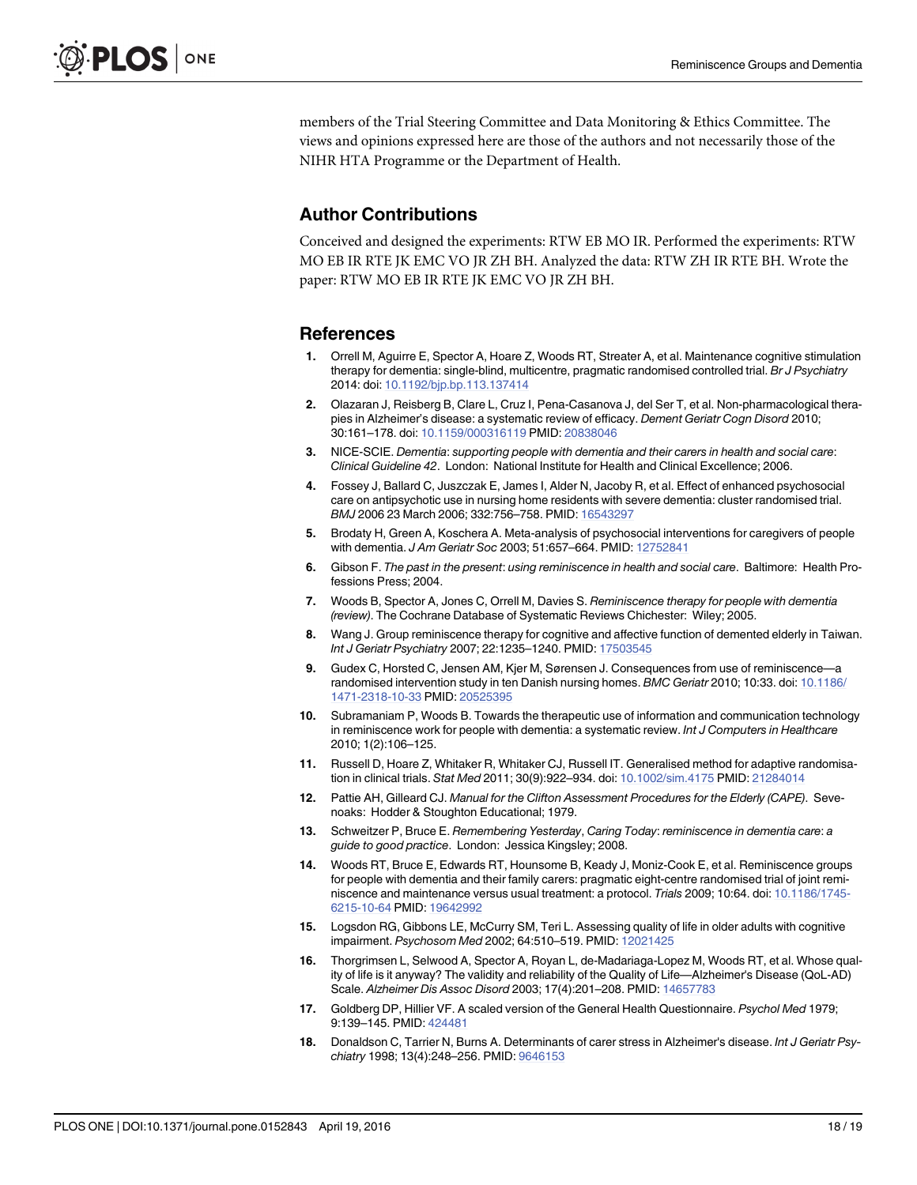members of the Trial Steering Committee and Data Monitoring & Ethics Committee. The views and opinions expressed here are those of the authors and not necessarily those of the NIHR HTA Programme or the Department of Health.

## Author Contributions

Conceived and designed the experiments: RTW EB MO IR. Performed the experiments: RTW MO EB IR RTE JK EMC VO JR ZH BH. Analyzed the data: RTW ZH IR RTE BH. Wrote the paper: RTW MO EB IR RTE JK EMC VO JR ZH BH.

## References

1. Orrell M, Aguirre E, Spector A, Hoare Z, Woods RT, Streater A, et al. Maintenance cognitive stimulation therapy for dementia: single-blind, multicentre, pragmatic randomised controlled trial. *Br J Psychiatry* 2014: doi: 10.1192/bjp.bp.113.137414
2. Olazaran J, Reisberg B, Clare L, Cruz I, Pena-Casanova J, del Ser T, et al. Non-pharmacological therapies in Alzheimer's disease: a systematic review of efficacy. *Dement Geriatr Cogn Disord* 2010; 30:161–178. doi: 10.1159/000316119 PMID: 20838046
3. NICE-SCIE. *Dementia: supporting people with dementia and their carers in health and social care: Clinical Guideline 42*. London: National Institute for Health and Clinical Excellence; 2006.
4. Fossey J, Ballard C, Juszczak E, James I, Alder N, Jacoby R, et al. Effect of enhanced psychosocial care on antipsychotic use in nursing home residents with severe dementia: cluster randomised trial. *BMJ* 2006 23 March 2006; 332:756–758. PMID: 16543297
5. Brodaty H, Green A, Koschera A. Meta-analysis of psychosocial interventions for caregivers of people with dementia. *J Am Geriatr Soc* 2003; 51:657–664. PMID: 12752841
6. Gibson F. *The past in the present: using reminiscence in health and social care*. Baltimore: Health Professions Press; 2004.
7. Woods B, Spector A, Jones C, Orrell M, Davies S. *Reminiscence therapy for people with dementia (review)*. The Cochrane Database of Systematic Reviews Chichester: Wiley; 2005.
8. Wang J. Group reminiscence therapy for cognitive and affective function of demented elderly in Taiwan. *Int J Geriatr Psychiatry* 2007; 22:1235–1240. PMID: 17503545
9. Gudex C, Horsted C, Jensen AM, Kjer M, Sørensen J. Consequences from use of reminiscence—a randomised intervention study in ten Danish nursing homes. *BMC Geriatr* 2010; 10:33. doi: 10.1186/1471-2318-10-33 PMID: 20525395
10. Subramaniam P, Woods B. Towards the therapeutic use of information and communication technology in reminiscence work for people with dementia: a systematic review. *Int J Computers in Healthcare* 2010; 1(2):106–125.
11. Russell D, Hoare Z, Whitaker R, Whitaker CJ, Russell IT. Generalised method for adaptive randomisation in clinical trials. *Stat Med* 2011; 30(9):922–934. doi: 10.1002/sim.4175 PMID: 21284014
12. Pattie AH, Gilleard CJ. *Manual for the Clifton Assessment Procedures for the Elderly (CAPE)*. Sevenoaks: Hodder & Stoughton Educational; 1979.
13. Schweitzer P, Bruce E. *Remembering Yesterday, Caring Today: reminiscence in dementia care: a guide to good practice*. London: Jessica Kingsley; 2008.
14. Woods RT, Bruce E, Edwards RT, Hounsome B, Keady J, Moniz-Cook E, et al. Reminiscence groups for people with dementia and their family carers: pragmatic eight-centre randomised trial of joint reminiscence and maintenance versus usual treatment: a protocol. *Trials* 2009; 10:64. doi: 10.1186/1745-6215-10-64 PMID: 19642992
15. Logsdon RG, Gibbons LE, McCurry SM, Teri L. Assessing quality of life in older adults with cognitive impairment. *Psychosom Med* 2002; 64:510–519. PMID: 12021425
16. Thorgrimsen L, Selwood A, Spector A, Royan L, de-Madariaga-Lopez M, Woods RT, et al. Whose quality of life is it anyway? The validity and reliability of the Quality of Life—Alzheimer's Disease (QoL-AD) Scale. *Alzheimer Dis Assoc Disord* 2003; 17(4):201–208. PMID: 14657783
17. Goldberg DP, Hillier VF. A scaled version of the General Health Questionnaire. *Psychol Med* 1979; 9:139–145. PMID: 424481
18. Donaldson C, Tarrier N, Burns A. Determinants of carer stress in Alzheimer's disease. *Int J Geriatr Psychiatry* 1998; 13(4):248–256. PMID: 9646153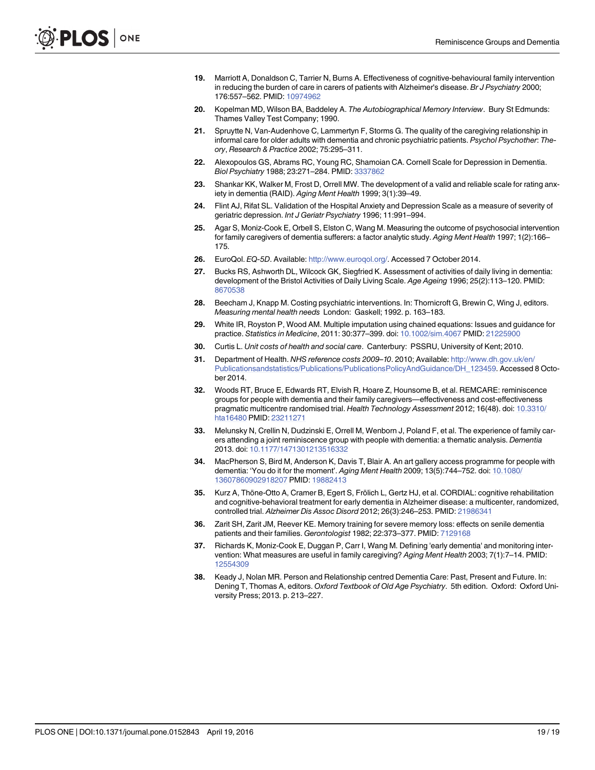19. Marriott A, Donaldson C, Tarrier N, Burns A. Effectiveness of cognitive-behavioural family intervention in reducing the burden of care in carers of patients with Alzheimer's disease. *Br J Psychiatry* 2000; 176:557–562. PMID: 10974962

20. Kopelman MD, Wilson BA, Baddeley A. *The Autobiographical Memory Interview*. Bury St Edmunds: Thames Valley Test Company; 1990.

21. Spruytte N, Van-Audenhove C, Lammertyn F, Storms G. The quality of the caregiving relationship in informal care for older adults with dementia and chronic psychiatric patients. *Psychol Psychother: Theory, Research & Practice* 2002; 75:295–311.

22. Alexopoulos GS, Abrams RC, Young RC, Shamoian CA. Cornell Scale for Depression in Dementia. *Biol Psychiatry* 1988; 23:271–284. PMID: 3337862

23. Shankar KK, Walker M, Frost D, Orrell MW. The development of a valid and reliable scale for rating anxiety in dementia (RAID). *Aging Ment Health* 1999; 3(1):39–49.

24. Flint AJ, Rifat SL. Validation of the Hospital Anxiety and Depression Scale as a measure of severity of geriatric depression. *Int J Geriatr Psychiatry* 1996; 11:991–994.

25. Agar S, Moniz-Cook E, Orbell S, Elston C, Wang M. Measuring the outcome of psychosocial intervention for family caregivers of dementia sufferers: a factor analytic study. *Aging Ment Health* 1997; 1(2):166–175.

26. EuroQol. *EQ-5D*. Available: http://www.euroqol.org/. Accessed 7 October 2014.

27. Bucks RS, Ashworth DL, Wilcock GK, Siegfried K. Assessment of activities of daily living in dementia: development of the Bristol Activities of Daily Living Scale. *Age Ageing* 1996; 25(2):113–120. PMID: 8670538

28. Beecham J, Knapp M. Costing psychiatric interventions. In: Thornicroft G, Brewin C, Wing J, editors. *Measuring mental health needs* London: Gaskell; 1992. p. 163–183.

29. White IR, Royston P, Wood AM. Multiple imputation using chained equations: Issues and guidance for practice. *Statistics in Medicine*, 2011: 30:377–399. doi: 10.1002/sim.4067 PMID: 21225900

30. Curtis L. *Unit costs of health and social care*. Canterbury: PSSRU, University of Kent; 2010.

31. Department of Health. *NHS reference costs 2009–10*. 2010; Available: http://www.dh.gov.uk/en/Publicationsandstatistics/Publications/PublicationsPolicyAndGuidance/DH_123459. Accessed 8 October 2014.

32. Woods RT, Bruce E, Edwards RT, Elvish R, Hoare Z, Hounsome B, et al. REMCARE: reminiscence groups for people with dementia and their family caregivers—effectiveness and cost-effectiveness pragmatic multicentre randomised trial. *Health Technology Assessment* 2012; 16(48). doi: 10.3310/hta16480 PMID: 23211271

33. Melunsky N, Crellin N, Dudzinski E, Orrell M, Wenborn J, Poland F, et al. The experience of family carers attending a joint reminiscence group with people with dementia: a thematic analysis. *Dementia* 2013. doi: 10.1177/1471301213516332

34. MacPherson S, Bird M, Anderson K, Davis T, Blair A. An art gallery access programme for people with dementia: 'You do it for the moment'. *Aging Ment Health* 2009; 13(5):744–752. doi: 10.1080/13607860902918207 PMID: 19882413

35. Kurz A, Thöne-Otto A, Cramer B, Egert S, Frölich L, Gertz HJ, et al. CORDIAL: cognitive rehabilitation and cognitive-behavioral treatment for early dementia in Alzheimer disease: a multicenter, randomized, controlled trial. *Alzheimer Dis Assoc Disord* 2012; 26(3):246–253. PMID: 21986341

36. Zarit SH, Zarit JM, Reever KE. Memory training for severe memory loss: effects on senile dementia patients and their families. *Gerontologist* 1982; 22:373–377. PMID: 7129168

37. Richards K, Moniz-Cook E, Duggan P, Carr I, Wang M. Defining 'early dementia' and monitoring intervention: What measures are useful in family caregiving? *Aging Ment Health* 2003; 7(1):7–14. PMID: 12554309

38. Keady J, Nolan MR. Person and Relationship centred Dementia Care: Past, Present and Future. In: Dening T, Thomas A, editors. *Oxford Textbook of Old Age Psychiatry*. 5th edition. Oxford: Oxford University Press; 2013. p. 213–227.